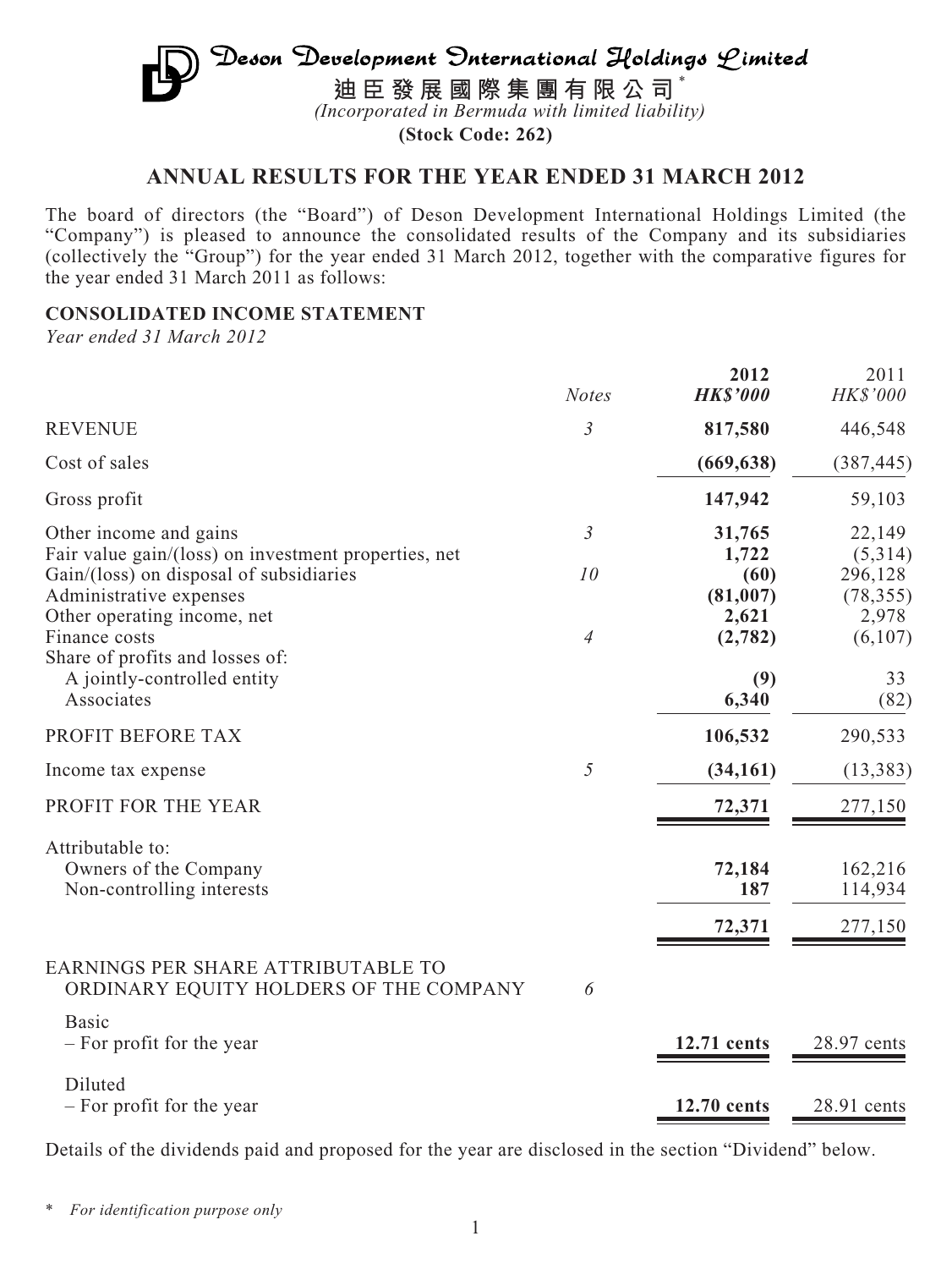# Deson Development International Holdings Limited

**迪臣發展國際集團有限公司***

*(Incorporated in Bermuda with limited liability)*

**(Stock Code: 262)**

## ANNUAL RESULTS FOR THE YEAR ENDED 31 MARCH 2012

The board of directors (the "Board") of Deson Development International Holdings Limited (the "Company") is pleased to announce the consolidated results of the Company and its subsidiaries (collectively the "Group") for the year ended 31 March 2012, together with the comparative figures for the year ended 31 March 2011 as follows:

### CONSOLIDATED INCOME STATEMENT

*Year ended 31 March 2012*

| | *Notes* | **2012** **HK$'000** | 2011 HK$'000 |
|---|---|---|---|
| REVENUE | 3 | **817,580** | 446,548 |
| Cost of sales | | **(669,638)** | (387,445) |
| Gross profit | | **147,942** | 59,103 |
| Other income and gains | 3 | **31,765** | 22,149 |
| Fair value gain/(loss) on investment properties, net | | **1,722** | (5,314) |
| Gain/(loss) on disposal of subsidiaries | 10 | **(60)** | 296,128 |
| Administrative expenses | | **(81,007)** | (78,355) |
| Other operating income, net | | **2,621** | 2,978 |
| Finance costs | 4 | **(2,782)** | (6,107) |
| Share of profits and losses of: | | | |
| A jointly-controlled entity | | **(9)** | 33 |
| Associates | | **6,340** | (82) |
| PROFIT BEFORE TAX | | **106,532** | 290,533 |
| Income tax expense | 5 | **(34,161)** | (13,383) |
| PROFIT FOR THE YEAR | | **72,371** | 277,150 |
| Attributable to: | | | |
| Owners of the Company | | **72,184** | 162,216 |
| Non-controlling interests | | **187** | 114,934 |
| | | **72,371** | 277,150 |
| EARNINGS PER SHARE ATTRIBUTABLE TO ORDINARY EQUITY HOLDERS OF THE COMPANY | 6 | | |
| Basic | | | |
| – For profit for the year | | **12.71 cents** | 28.97 cents |
| Diluted | | | |
| – For profit for the year | | **12.70 cents** | 28.91 cents |

Details of the dividends paid and proposed for the year are disclosed in the section "Dividend" below.

\* *For identification purpose only*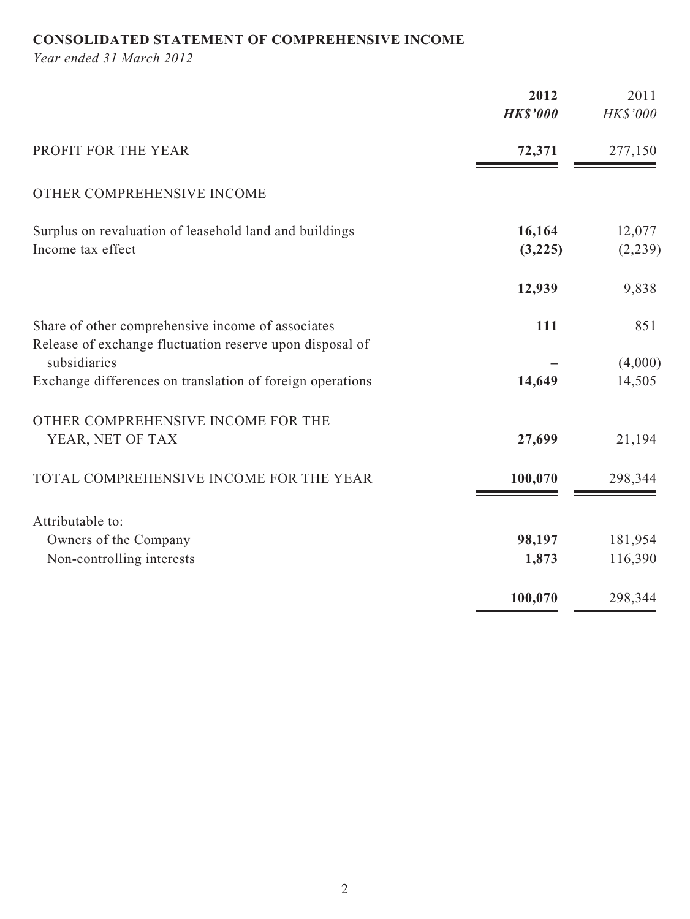**CONSOLIDATED STATEMENT OF COMPREHENSIVE INCOME**

*Year ended 31 March 2012*

| | **2012** | 2011 |
|---|---|---|
| | ***HK$'000*** | *HK$'000* |
| PROFIT FOR THE YEAR | **72,371** | 277,150 |
| OTHER COMPREHENSIVE INCOME | | |
| Surplus on revaluation of leasehold land and buildings | **16,164** | 12,077 |
| Income tax effect | **(3,225)** | (2,239) |
| | **12,939** | 9,838 |
| Share of other comprehensive income of associates | **111** | 851 |
| Release of exchange fluctuation reserve upon disposal of subsidiaries | **–** | (4,000) |
| Exchange differences on translation of foreign operations | **14,649** | 14,505 |
| OTHER COMPREHENSIVE INCOME FOR THE YEAR, NET OF TAX | **27,699** | 21,194 |
| TOTAL COMPREHENSIVE INCOME FOR THE YEAR | **100,070** | 298,344 |
| Attributable to: | | |
| Owners of the Company | **98,197** | 181,954 |
| Non-controlling interests | **1,873** | 116,390 |
| | **100,070** | 298,344 |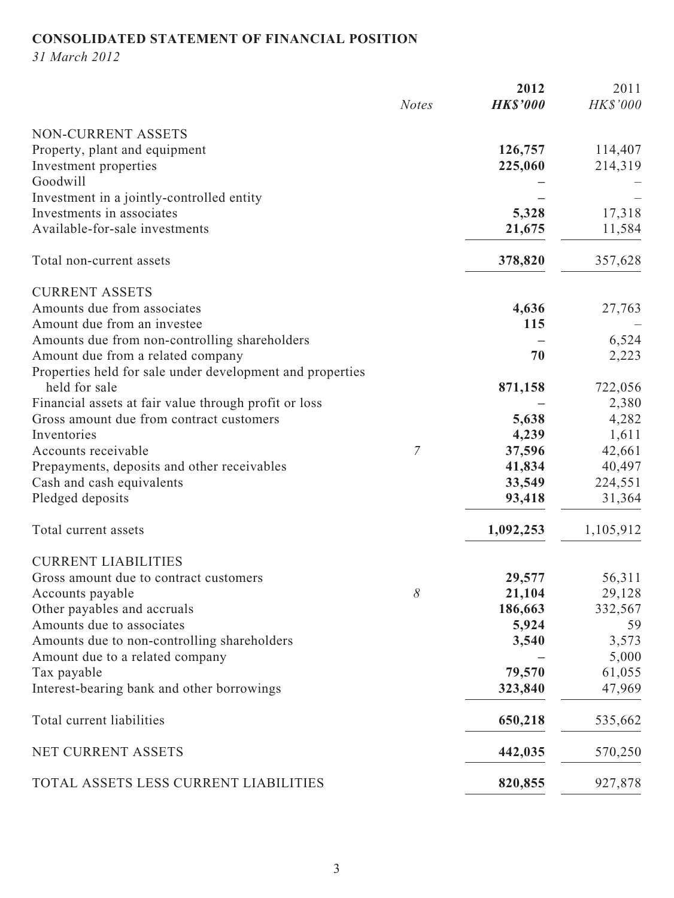**CONSOLIDATED STATEMENT OF FINANCIAL POSITION**

*31 March 2012*

| | Notes | 2012 HK$'000 | 2011 HK$'000 |
|---|---|---|---|
| NON-CURRENT ASSETS | | | |
| Property, plant and equipment | | **126,757** | 114,407 |
| Investment properties | | **225,060** | 214,319 |
| Goodwill | | **–** | – |
| Investment in a jointly-controlled entity | | **–** | – |
| Investments in associates | | **5,328** | 17,318 |
| Available-for-sale investments | | **21,675** | 11,584 |
| Total non-current assets | | **378,820** | 357,628 |
| CURRENT ASSETS | | | |
| Amounts due from associates | | **4,636** | 27,763 |
| Amount due from an investee | | **115** | – |
| Amounts due from non-controlling shareholders | | **–** | 6,524 |
| Amount due from a related company | | **70** | 2,223 |
| Properties held for sale under development and properties held for sale | | **871,158** | 722,056 |
| Financial assets at fair value through profit or loss | | **–** | 2,380 |
| Gross amount due from contract customers | | **5,638** | 4,282 |
| Inventories | | **4,239** | 1,611 |
| Accounts receivable | 7 | **37,596** | 42,661 |
| Prepayments, deposits and other receivables | | **41,834** | 40,497 |
| Cash and cash equivalents | | **33,549** | 224,551 |
| Pledged deposits | | **93,418** | 31,364 |
| Total current assets | | **1,092,253** | 1,105,912 |
| CURRENT LIABILITIES | | | |
| Gross amount due to contract customers | | **29,577** | 56,311 |
| Accounts payable | 8 | **21,104** | 29,128 |
| Other payables and accruals | | **186,663** | 332,567 |
| Amounts due to associates | | **5,924** | 59 |
| Amounts due to non-controlling shareholders | | **3,540** | 3,573 |
| Amount due to a related company | | **–** | 5,000 |
| Tax payable | | **79,570** | 61,055 |
| Interest-bearing bank and other borrowings | | **323,840** | 47,969 |
| Total current liabilities | | **650,218** | 535,662 |
| NET CURRENT ASSETS | | **442,035** | 570,250 |
| TOTAL ASSETS LESS CURRENT LIABILITIES | | **820,855** | 927,878 |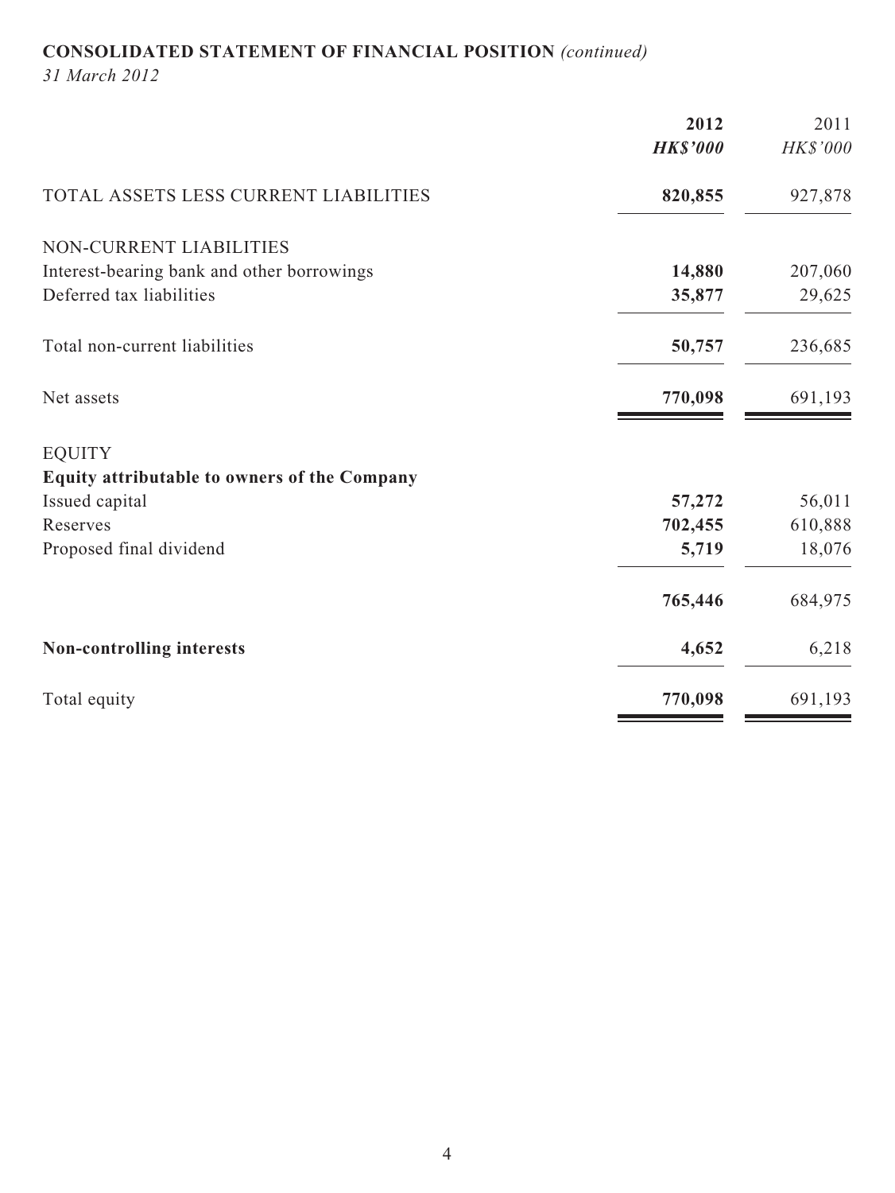**CONSOLIDATED STATEMENT OF FINANCIAL POSITION** *(continued)*

*31 March 2012*

| | **2012** | 2011 |
|---|---|---|
| | ***HK$'000*** | *HK$'000* |
| TOTAL ASSETS LESS CURRENT LIABILITIES | **820,855** | 927,878 |
| NON-CURRENT LIABILITIES | | |
| Interest-bearing bank and other borrowings | **14,880** | 207,060 |
| Deferred tax liabilities | **35,877** | 29,625 |
| Total non-current liabilities | **50,757** | 236,685 |
| Net assets | **770,098** | 691,193 |
| EQUITY | | |
| **Equity attributable to owners of the Company** | | |
| Issued capital | **57,272** | 56,011 |
| Reserves | **702,455** | 610,888 |
| Proposed final dividend | **5,719** | 18,076 |
| | **765,446** | 684,975 |
| **Non-controlling interests** | **4,652** | 6,218 |
| Total equity | **770,098** | 691,193 |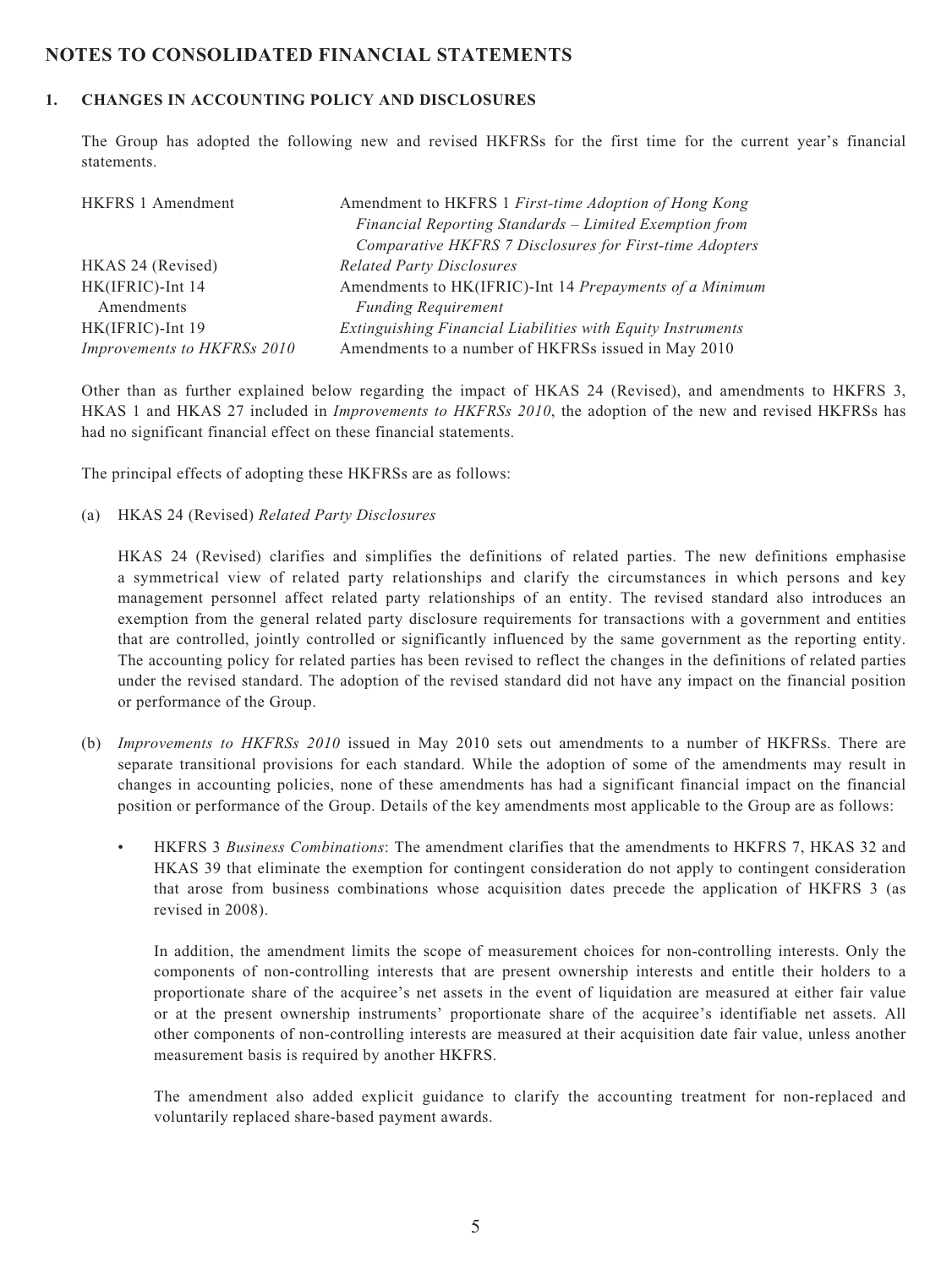## NOTES TO CONSOLIDATED FINANCIAL STATEMENTS

### 1. CHANGES IN ACCOUNTING POLICY AND DISCLOSURES

The Group has adopted the following new and revised HKFRSs for the first time for the current year's financial statements.

| | |
|---|---|
| HKFRS 1 Amendment | Amendment to HKFRS 1 *First-time Adoption of Hong Kong Financial Reporting Standards – Limited Exemption from Comparative HKFRS 7 Disclosures for First-time Adopters* |
| HKAS 24 (Revised) | *Related Party Disclosures* |
| HK(IFRIC)-Int 14 Amendments | Amendments to HK(IFRIC)-Int 14 *Prepayments of a Minimum Funding Requirement* |
| HK(IFRIC)-Int 19 | *Extinguishing Financial Liabilities with Equity Instruments* |
| *Improvements to HKFRSs 2010* | Amendments to a number of HKFRSs issued in May 2010 |

Other than as further explained below regarding the impact of HKAS 24 (Revised), and amendments to HKFRS 3, HKAS 1 and HKAS 27 included in *Improvements to HKFRSs 2010*, the adoption of the new and revised HKFRSs has had no significant financial effect on these financial statements.

The principal effects of adopting these HKFRSs are as follows:

(a) HKAS 24 (Revised) *Related Party Disclosures*

HKAS 24 (Revised) clarifies and simplifies the definitions of related parties. The new definitions emphasise a symmetrical view of related party relationships and clarify the circumstances in which persons and key management personnel affect related party relationships of an entity. The revised standard also introduces an exemption from the general related party disclosure requirements for transactions with a government and entities that are controlled, jointly controlled or significantly influenced by the same government as the reporting entity. The accounting policy for related parties has been revised to reflect the changes in the definitions of related parties under the revised standard. The adoption of the revised standard did not have any impact on the financial position or performance of the Group.

(b) *Improvements to HKFRSs 2010* issued in May 2010 sets out amendments to a number of HKFRSs. There are separate transitional provisions for each standard. While the adoption of some of the amendments may result in changes in accounting policies, none of these amendments has had a significant financial impact on the financial position or performance of the Group. Details of the key amendments most applicable to the Group are as follows:

- HKFRS 3 *Business Combinations*: The amendment clarifies that the amendments to HKFRS 7, HKAS 32 and HKAS 39 that eliminate the exemption for contingent consideration do not apply to contingent consideration that arose from business combinations whose acquisition dates precede the application of HKFRS 3 (as revised in 2008).

  In addition, the amendment limits the scope of measurement choices for non-controlling interests. Only the components of non-controlling interests that are present ownership interests and entitle their holders to a proportionate share of the acquiree's net assets in the event of liquidation are measured at either fair value or at the present ownership instruments' proportionate share of the acquiree's identifiable net assets. All other components of non-controlling interests are measured at their acquisition date fair value, unless another measurement basis is required by another HKFRS.

  The amendment also added explicit guidance to clarify the accounting treatment for non-replaced and voluntarily replaced share-based payment awards.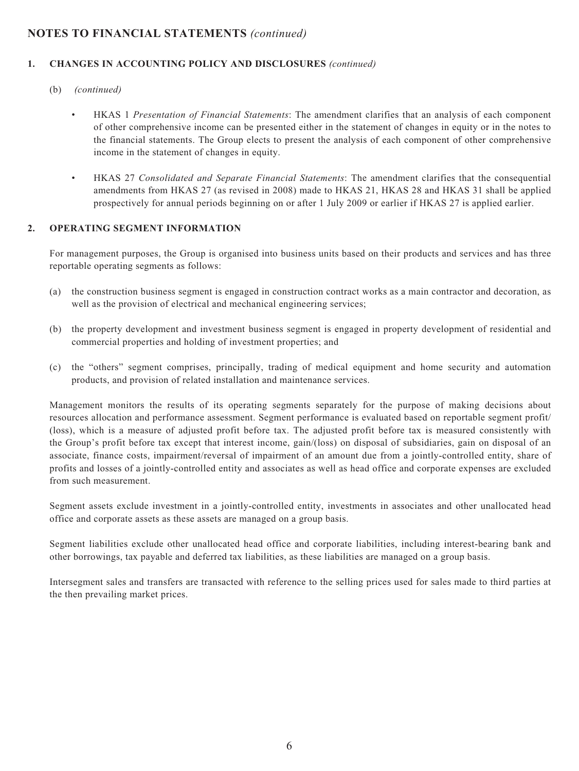## NOTES TO FINANCIAL STATEMENTS *(continued)*

### 1. CHANGES IN ACCOUNTING POLICY AND DISCLOSURES *(continued)*

(b) *(continued)*

- HKAS 1 *Presentation of Financial Statements*: The amendment clarifies that an analysis of each component of other comprehensive income can be presented either in the statement of changes in equity or in the notes to the financial statements. The Group elects to present the analysis of each component of other comprehensive income in the statement of changes in equity.

- HKAS 27 *Consolidated and Separate Financial Statements*: The amendment clarifies that the consequential amendments from HKAS 27 (as revised in 2008) made to HKAS 21, HKAS 28 and HKAS 31 shall be applied prospectively for annual periods beginning on or after 1 July 2009 or earlier if HKAS 27 is applied earlier.

### 2. OPERATING SEGMENT INFORMATION

For management purposes, the Group is organised into business units based on their products and services and has three reportable operating segments as follows:

(a) the construction business segment is engaged in construction contract works as a main contractor and decoration, as well as the provision of electrical and mechanical engineering services;

(b) the property development and investment business segment is engaged in property development of residential and commercial properties and holding of investment properties; and

(c) the "others" segment comprises, principally, trading of medical equipment and home security and automation products, and provision of related installation and maintenance services.

Management monitors the results of its operating segments separately for the purpose of making decisions about resources allocation and performance assessment. Segment performance is evaluated based on reportable segment profit/(loss), which is a measure of adjusted profit before tax. The adjusted profit before tax is measured consistently with the Group's profit before tax except that interest income, gain/(loss) on disposal of subsidiaries, gain on disposal of an associate, finance costs, impairment/reversal of impairment of an amount due from a jointly-controlled entity, share of profits and losses of a jointly-controlled entity and associates as well as head office and corporate expenses are excluded from such measurement.

Segment assets exclude investment in a jointly-controlled entity, investments in associates and other unallocated head office and corporate assets as these assets are managed on a group basis.

Segment liabilities exclude other unallocated head office and corporate liabilities, including interest-bearing bank and other borrowings, tax payable and deferred tax liabilities, as these liabilities are managed on a group basis.

Intersegment sales and transfers are transacted with reference to the selling prices used for sales made to third parties at the then prevailing market prices.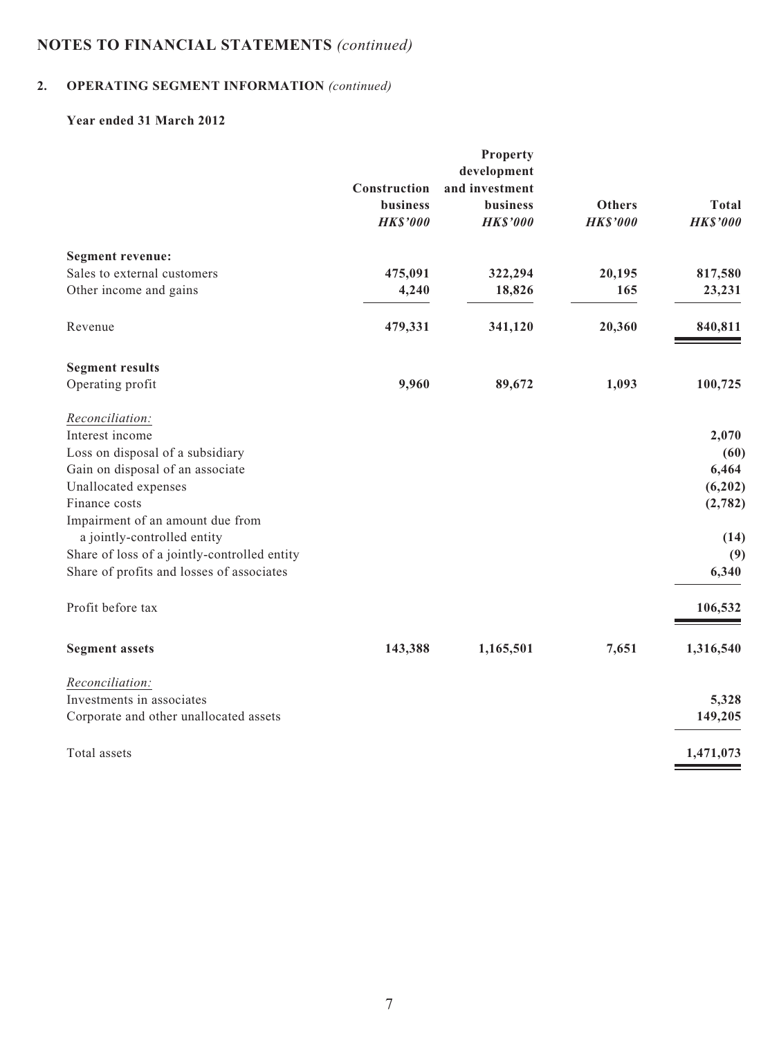# NOTES TO FINANCIAL STATEMENTS *(continued)*

## 2. OPERATING SEGMENT INFORMATION *(continued)*

### Year ended 31 March 2012

| | Construction business *HK$'000* | Property development and investment business *HK$'000* | Others *HK$'000* | Total *HK$'000* |
|---|---|---|---|---|
| **Segment revenue:** | | | | |
| Sales to external customers | **475,091** | **322,294** | **20,195** | **817,580** |
| Other income and gains | **4,240** | **18,826** | **165** | **23,231** |
| Revenue | **479,331** | **341,120** | **20,360** | **840,811** |
| **Segment results** | | | | |
| Operating profit | **9,960** | **89,672** | **1,093** | **100,725** |
| *Reconciliation:* | | | | |
| Interest income | | | | **2,070** |
| Loss on disposal of a subsidiary | | | | **(60)** |
| Gain on disposal of an associate | | | | **6,464** |
| Unallocated expenses | | | | **(6,202)** |
| Finance costs | | | | **(2,782)** |
| Impairment of an amount due from a jointly-controlled entity | | | | **(14)** |
| Share of loss of a jointly-controlled entity | | | | **(9)** |
| Share of profits and losses of associates | | | | **6,340** |
| Profit before tax | | | | **106,532** |
| **Segment assets** | **143,388** | **1,165,501** | **7,651** | **1,316,540** |
| *Reconciliation:* | | | | |
| Investments in associates | | | | **5,328** |
| Corporate and other unallocated assets | | | | **149,205** |
| Total assets | | | | **1,471,073** |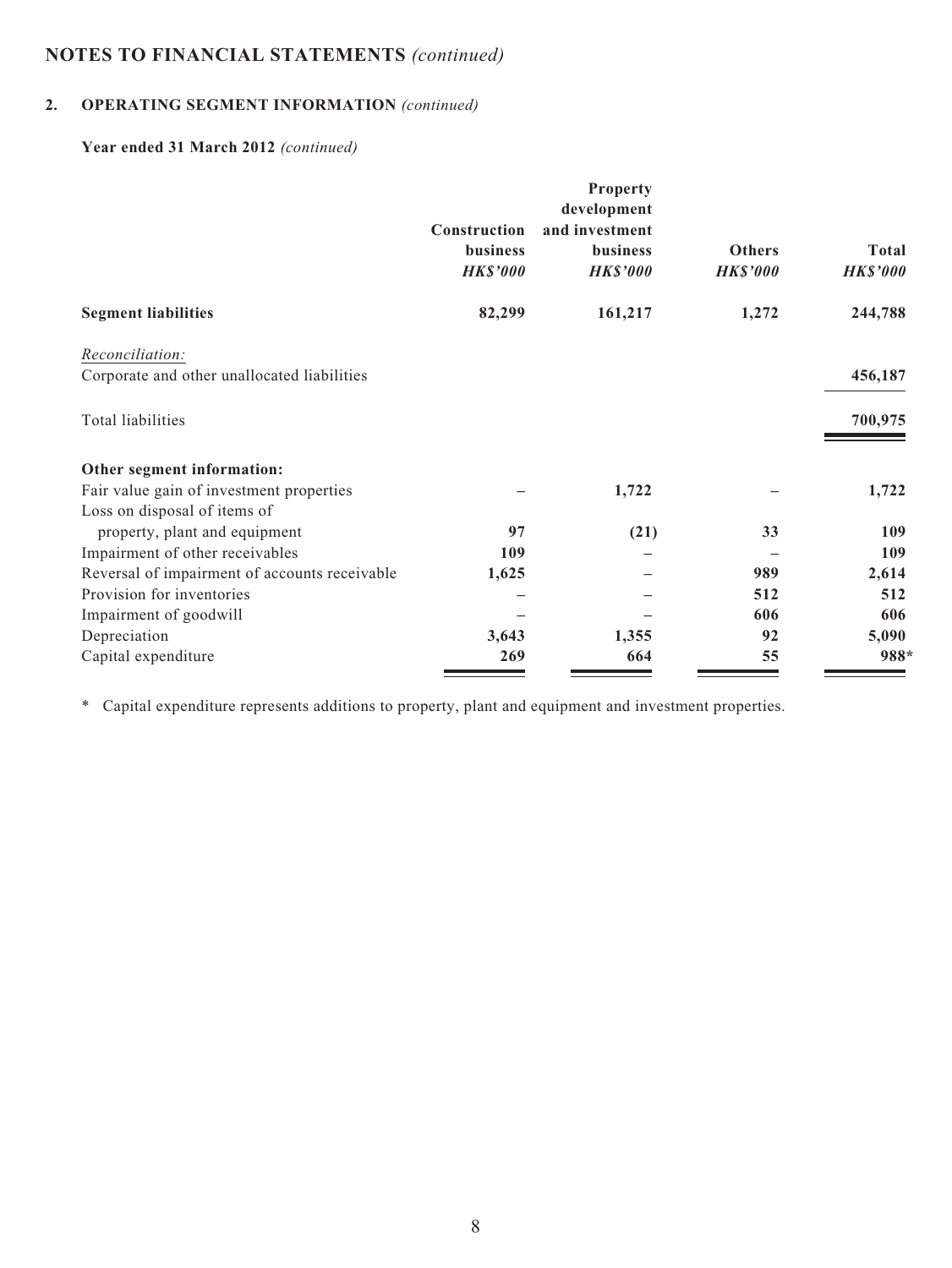# NOTES TO FINANCIAL STATEMENTS *(continued)*

## 2. OPERATING SEGMENT INFORMATION *(continued)*

**Year ended 31 March 2012** *(continued)*

| | Construction business *HK$'000* | Property development and investment business *HK$'000* | Others *HK$'000* | Total *HK$'000* |
|---|---|---|---|---|
| **Segment liabilities** | **82,299** | **161,217** | **1,272** | **244,788** |
| *Reconciliation:* | | | | |
| Corporate and other unallocated liabilities | | | | **456,187** |
| Total liabilities | | | | **700,975** |
| **Other segment information:** | | | | |
| Fair value gain of investment properties | – | **1,722** | – | **1,722** |
| Loss on disposal of items of property, plant and equipment | **97** | **(21)** | **33** | **109** |
| Impairment of other receivables | **109** | – | – | **109** |
| Reversal of impairment of accounts receivable | **1,625** | – | **989** | **2,614** |
| Provision for inventories | – | – | **512** | **512** |
| Impairment of goodwill | – | – | **606** | **606** |
| Depreciation | **3,643** | **1,355** | **92** | **5,090** |
| Capital expenditure | **269** | **664** | **55** | **988*** |

\* Capital expenditure represents additions to property, plant and equipment and investment properties.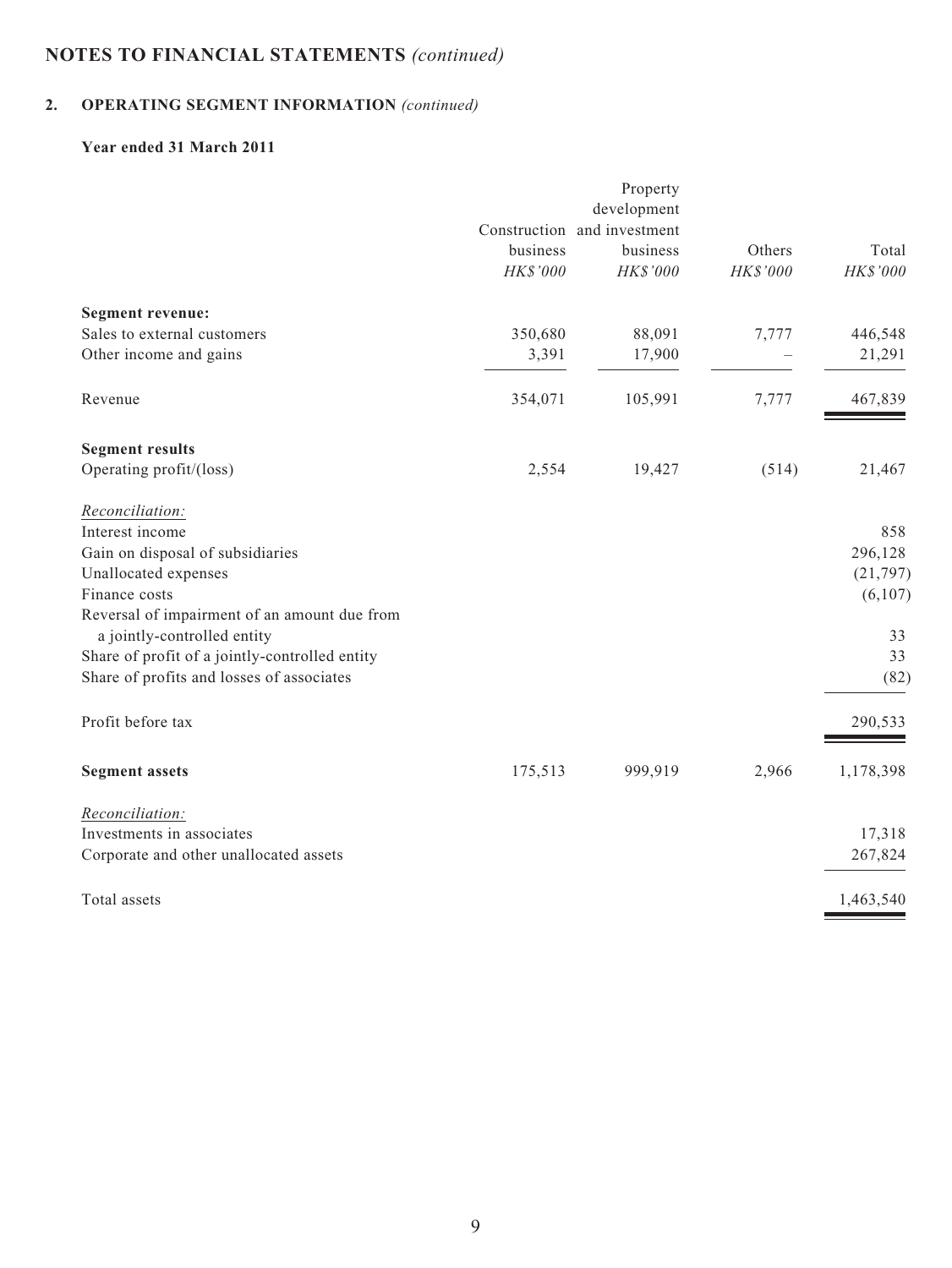# NOTES TO FINANCIAL STATEMENTS *(continued)*

## 2. OPERATING SEGMENT INFORMATION *(continued)*

**Year ended 31 March 2011**

| | Construction business *HK$'000* | Property development and investment business *HK$'000* | Others *HK$'000* | Total *HK$'000* |
|---|---|---|---|---|
| **Segment revenue:** | | | | |
| Sales to external customers | 350,680 | 88,091 | 7,777 | 446,548 |
| Other income and gains | 3,391 | 17,900 | – | 21,291 |
| Revenue | 354,071 | 105,991 | 7,777 | 467,839 |
| **Segment results** | | | | |
| Operating profit/(loss) | 2,554 | 19,427 | (514) | 21,467 |
| *Reconciliation:* | | | | |
| Interest income | | | | 858 |
| Gain on disposal of subsidiaries | | | | 296,128 |
| Unallocated expenses | | | | (21,797) |
| Finance costs | | | | (6,107) |
| Reversal of impairment of an amount due from a jointly-controlled entity | | | | 33 |
| Share of profit of a jointly-controlled entity | | | | 33 |
| Share of profits and losses of associates | | | | (82) |
| Profit before tax | | | | 290,533 |
| **Segment assets** | 175,513 | 999,919 | 2,966 | 1,178,398 |
| *Reconciliation:* | | | | |
| Investments in associates | | | | 17,318 |
| Corporate and other unallocated assets | | | | 267,824 |
| Total assets | | | | 1,463,540 |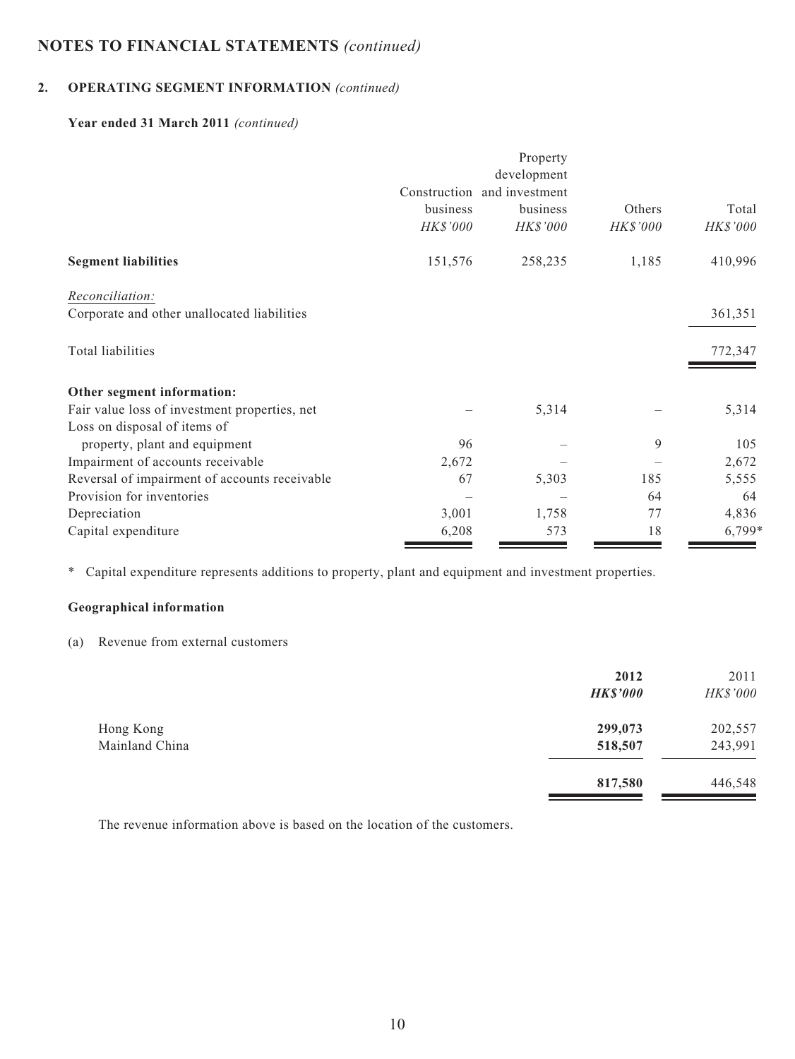## NOTES TO FINANCIAL STATEMENTS *(continued)*

### 2. OPERATING SEGMENT INFORMATION *(continued)*

**Year ended 31 March 2011** *(continued)*

| | Construction business *HK$'000* | Property development and investment business *HK$'000* | Others *HK$'000* | Total *HK$'000* |
|---|---|---|---|---|
| **Segment liabilities** | 151,576 | 258,235 | 1,185 | 410,996 |
| *Reconciliation:* | | | | |
| Corporate and other unallocated liabilities | | | | 361,351 |
| Total liabilities | | | | 772,347 |
| **Other segment information:** | | | | |
| Fair value loss of investment properties, net | – | 5,314 | – | 5,314 |
| Loss on disposal of items of property, plant and equipment | 96 | – | 9 | 105 |
| Impairment of accounts receivable | 2,672 | – | – | 2,672 |
| Reversal of impairment of accounts receivable | 67 | 5,303 | 185 | 5,555 |
| Provision for inventories | – | – | 64 | 64 |
| Depreciation | 3,001 | 1,758 | 77 | 4,836 |
| Capital expenditure | 6,208 | 573 | 18 | 6,799* |

\* Capital expenditure represents additions to property, plant and equipment and investment properties.

**Geographical information**

(a) Revenue from external customers

| | **2012** ***HK$'000*** | 2011 *HK$'000* |
|---|---|---|
| Hong Kong | **299,073** | 202,557 |
| Mainland China | **518,507** | 243,991 |
| | **817,580** | 446,548 |

The revenue information above is based on the location of the customers.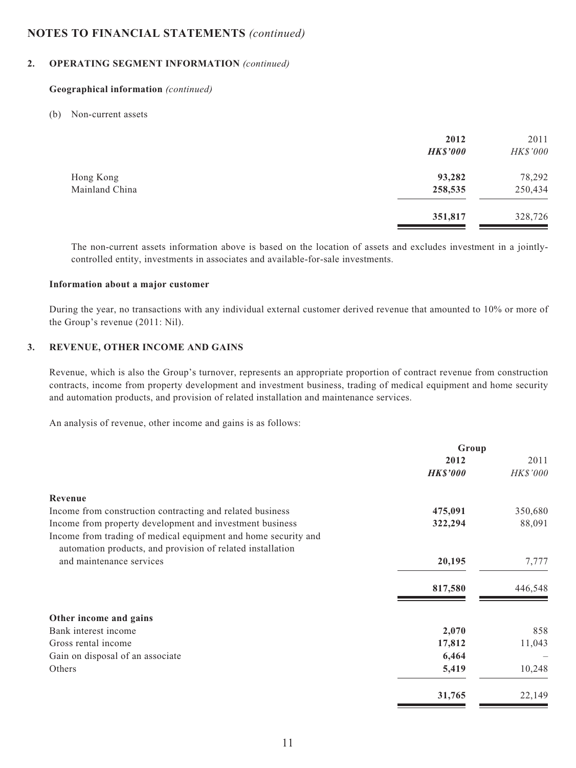## NOTES TO FINANCIAL STATEMENTS *(continued)*

### 2. OPERATING SEGMENT INFORMATION *(continued)*

**Geographical information** *(continued)*

(b) Non-current assets

| | 2012 | 2011 |
|---|---|---|
| | *HK$'000* | *HK$'000* |
| Hong Kong | **93,282** | 78,292 |
| Mainland China | **258,535** | 250,434 |
| | **351,817** | 328,726 |

The non-current assets information above is based on the location of assets and excludes investment in a jointly-controlled entity, investments in associates and available-for-sale investments.

**Information about a major customer**

During the year, no transactions with any individual external customer derived revenue that amounted to 10% or more of the Group's revenue (2011: Nil).

### 3. REVENUE, OTHER INCOME AND GAINS

Revenue, which is also the Group's turnover, represents an appropriate proportion of contract revenue from construction contracts, income from property development and investment business, trading of medical equipment and home security and automation products, and provision of related installation and maintenance services.

An analysis of revenue, other income and gains is as follows:

| | Group | |
|---|---|---|
| | **2012** | 2011 |
| | ***HK$'000*** | *HK$'000* |
| **Revenue** | | |
| Income from construction contracting and related business | **475,091** | 350,680 |
| Income from property development and investment business | **322,294** | 88,091 |
| Income from trading of medical equipment and home security and automation products, and provision of related installation and maintenance services | **20,195** | 7,777 |
| | **817,580** | 446,548 |
| **Other income and gains** | | |
| Bank interest income | **2,070** | 858 |
| Gross rental income | **17,812** | 11,043 |
| Gain on disposal of an associate | **6,464** | – |
| Others | **5,419** | 10,248 |
| | **31,765** | 22,149 |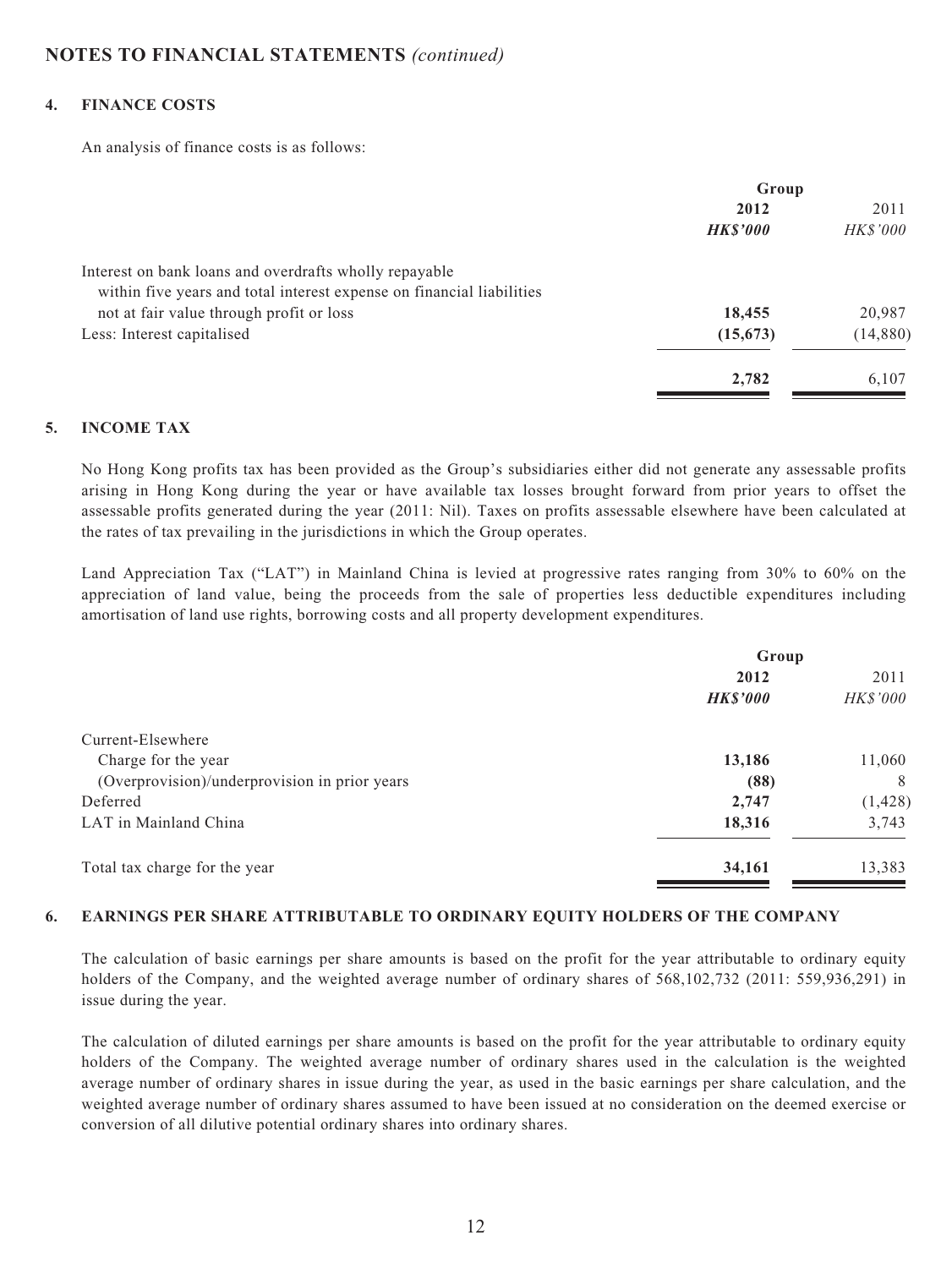## NOTES TO FINANCIAL STATEMENTS *(continued)*

### 4. FINANCE COSTS

An analysis of finance costs is as follows:

| | Group | |
|---|---|---|
| | **2012** | 2011 |
| | ***HK$'000*** | *HK$'000* |
| Interest on bank loans and overdrafts wholly repayable within five years and total interest expense on financial liabilities not at fair value through profit or loss | **18,455** | 20,987 |
| Less: Interest capitalised | **(15,673)** | (14,880) |
| | **2,782** | 6,107 |

### 5. INCOME TAX

No Hong Kong profits tax has been provided as the Group's subsidiaries either did not generate any assessable profits arising in Hong Kong during the year or have available tax losses brought forward from prior years to offset the assessable profits generated during the year (2011: Nil). Taxes on profits assessable elsewhere have been calculated at the rates of tax prevailing in the jurisdictions in which the Group operates.

Land Appreciation Tax ("LAT") in Mainland China is levied at progressive rates ranging from 30% to 60% on the appreciation of land value, being the proceeds from the sale of properties less deductible expenditures including amortisation of land use rights, borrowing costs and all property development expenditures.

| | Group | |
|---|---|---|
| | **2012** | 2011 |
| | ***HK$'000*** | *HK$'000* |
| Current-Elsewhere | | |
| Charge for the year | **13,186** | 11,060 |
| (Overprovision)/underprovision in prior years | **(88)** | 8 |
| Deferred | **2,747** | (1,428) |
| LAT in Mainland China | **18,316** | 3,743 |
| Total tax charge for the year | **34,161** | 13,383 |

### 6. EARNINGS PER SHARE ATTRIBUTABLE TO ORDINARY EQUITY HOLDERS OF THE COMPANY

The calculation of basic earnings per share amounts is based on the profit for the year attributable to ordinary equity holders of the Company, and the weighted average number of ordinary shares of 568,102,732 (2011: 559,936,291) in issue during the year.

The calculation of diluted earnings per share amounts is based on the profit for the year attributable to ordinary equity holders of the Company. The weighted average number of ordinary shares used in the calculation is the weighted average number of ordinary shares in issue during the year, as used in the basic earnings per share calculation, and the weighted average number of ordinary shares assumed to have been issued at no consideration on the deemed exercise or conversion of all dilutive potential ordinary shares into ordinary shares.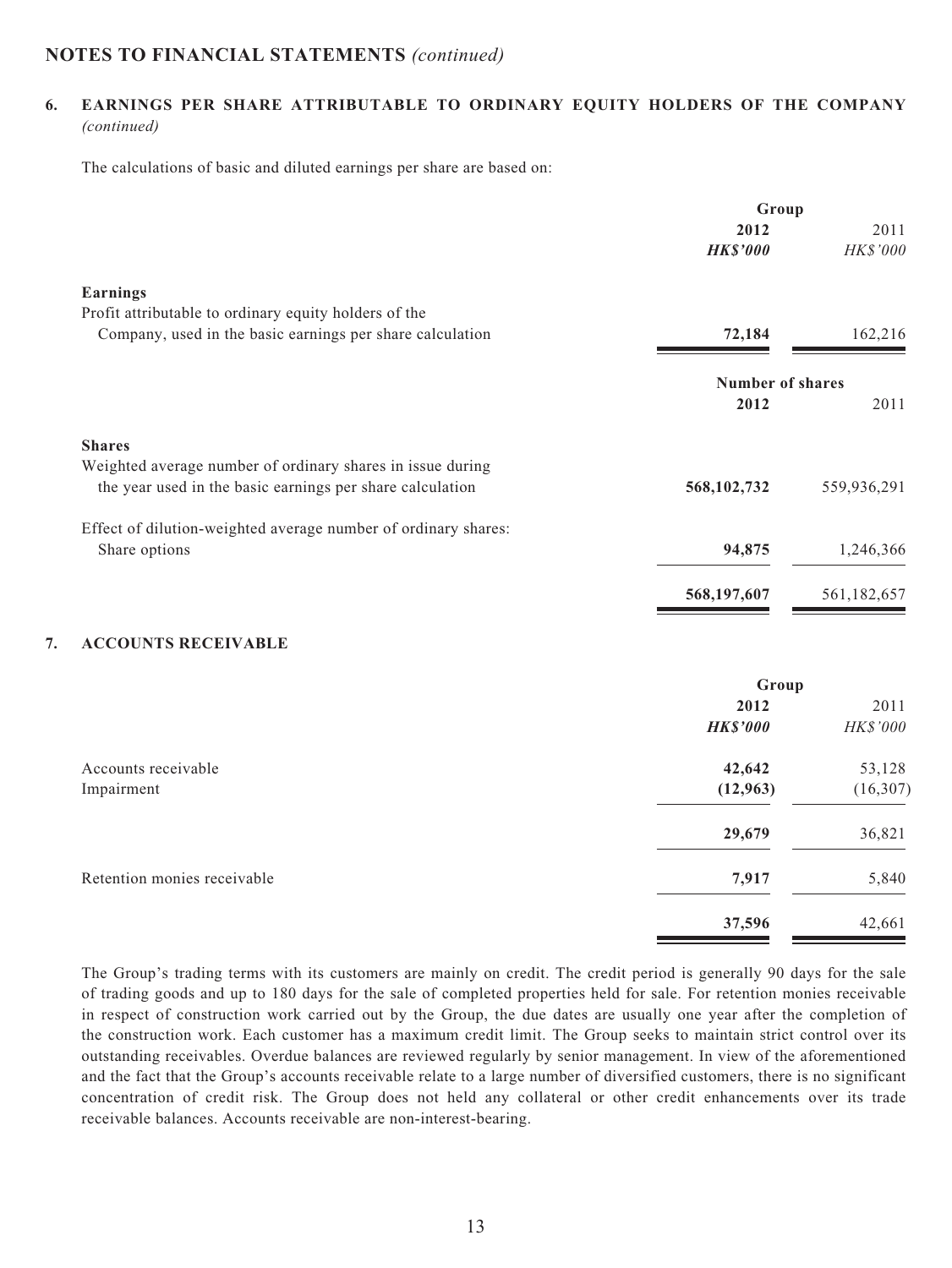## NOTES TO FINANCIAL STATEMENTS *(continued)*

### 6. EARNINGS PER SHARE ATTRIBUTABLE TO ORDINARY EQUITY HOLDERS OF THE COMPANY *(continued)*

The calculations of basic and diluted earnings per share are based on:

| | Group | |
|---|---|---|
| | **2012** | 2011 |
| | ***HK$'000*** | *HK$'000* |
| **Earnings** | | |
| Profit attributable to ordinary equity holders of the Company, used in the basic earnings per share calculation | **72,184** | 162,216 |

| | Number of shares | |
|---|---|---|
| | **2012** | 2011 |
| **Shares** | | |
| Weighted average number of ordinary shares in issue during the year used in the basic earnings per share calculation | **568,102,732** | 559,936,291 |
| Effect of dilution-weighted average number of ordinary shares: | | |
| Share options | **94,875** | 1,246,366 |
| | **568,197,607** | 561,182,657 |

### 7. ACCOUNTS RECEIVABLE

| | Group | |
|---|---|---|
| | **2012** | 2011 |
| | ***HK$'000*** | *HK$'000* |
| Accounts receivable | **42,642** | 53,128 |
| Impairment | **(12,963)** | (16,307) |
| | **29,679** | 36,821 |
| Retention monies receivable | **7,917** | 5,840 |
| | **37,596** | 42,661 |

The Group's trading terms with its customers are mainly on credit. The credit period is generally 90 days for the sale of trading goods and up to 180 days for the sale of completed properties held for sale. For retention monies receivable in respect of construction work carried out by the Group, the due dates are usually one year after the completion of the construction work. Each customer has a maximum credit limit. The Group seeks to maintain strict control over its outstanding receivables. Overdue balances are reviewed regularly by senior management. In view of the aforementioned and the fact that the Group's accounts receivable relate to a large number of diversified customers, there is no significant concentration of credit risk. The Group does not held any collateral or other credit enhancements over its trade receivable balances. Accounts receivable are non-interest-bearing.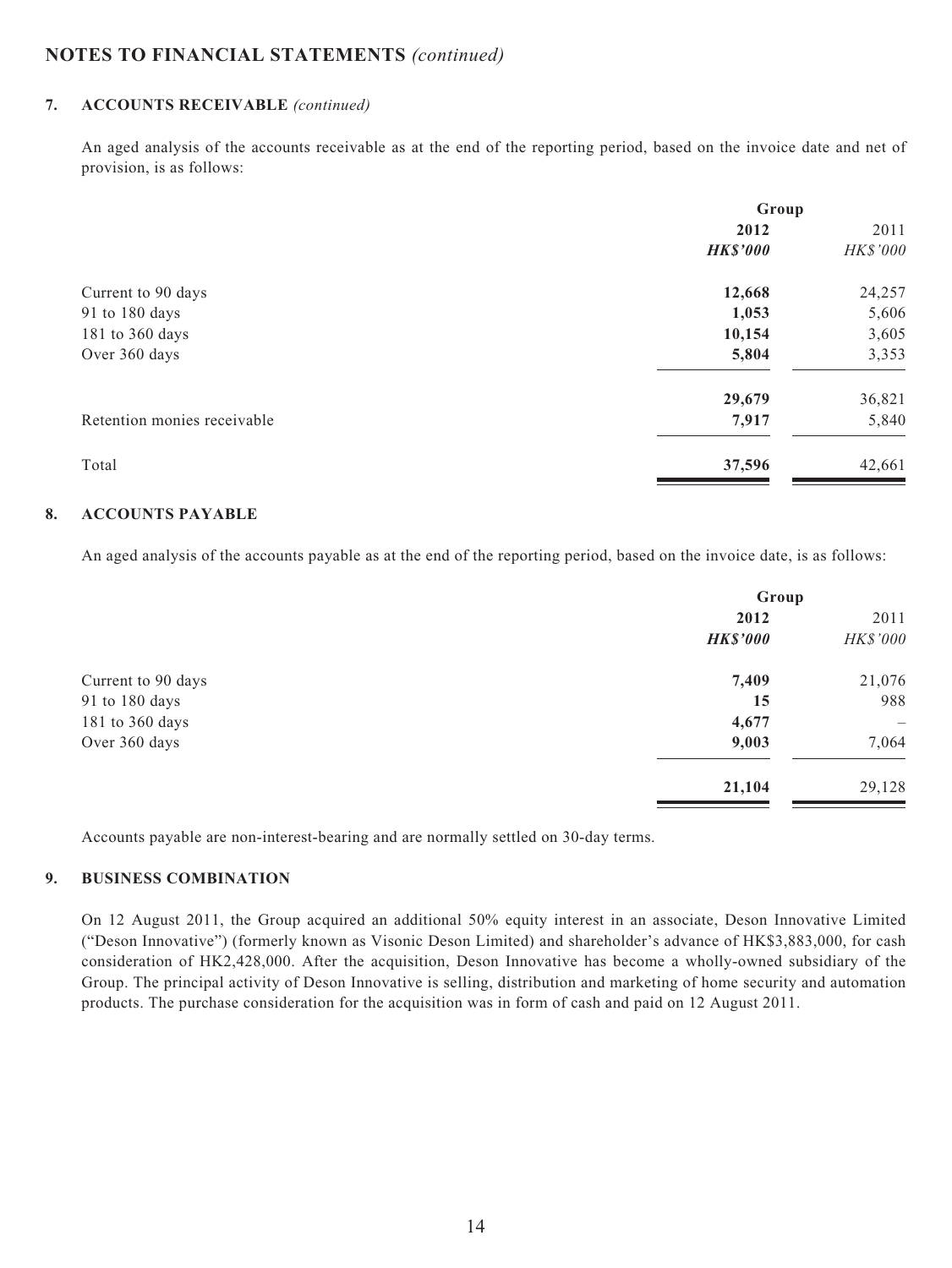## NOTES TO FINANCIAL STATEMENTS *(continued)*

### 7. ACCOUNTS RECEIVABLE *(continued)*

An aged analysis of the accounts receivable as at the end of the reporting period, based on the invoice date and net of provision, is as follows:

| | Group | |
|---|---|---|
| | **2012** | 2011 |
| | ***HK$'000*** | *HK$'000* |
| Current to 90 days | **12,668** | 24,257 |
| 91 to 180 days | **1,053** | 5,606 |
| 181 to 360 days | **10,154** | 3,605 |
| Over 360 days | **5,804** | 3,353 |
| | **29,679** | 36,821 |
| Retention monies receivable | **7,917** | 5,840 |
| Total | **37,596** | 42,661 |

### 8. ACCOUNTS PAYABLE

An aged analysis of the accounts payable as at the end of the reporting period, based on the invoice date, is as follows:

| | Group | |
|---|---|---|
| | **2012** | 2011 |
| | ***HK$'000*** | *HK$'000* |
| Current to 90 days | **7,409** | 21,076 |
| 91 to 180 days | **15** | 988 |
| 181 to 360 days | **4,677** | – |
| Over 360 days | **9,003** | 7,064 |
| | **21,104** | 29,128 |

Accounts payable are non-interest-bearing and are normally settled on 30-day terms.

### 9. BUSINESS COMBINATION

On 12 August 2011, the Group acquired an additional 50% equity interest in an associate, Deson Innovative Limited ("Deson Innovative") (formerly known as Visonic Deson Limited) and shareholder's advance of HK$3,883,000, for cash consideration of HK2,428,000. After the acquisition, Deson Innovative has become a wholly-owned subsidiary of the Group. The principal activity of Deson Innovative is selling, distribution and marketing of home security and automation products. The purchase consideration for the acquisition was in form of cash and paid on 12 August 2011.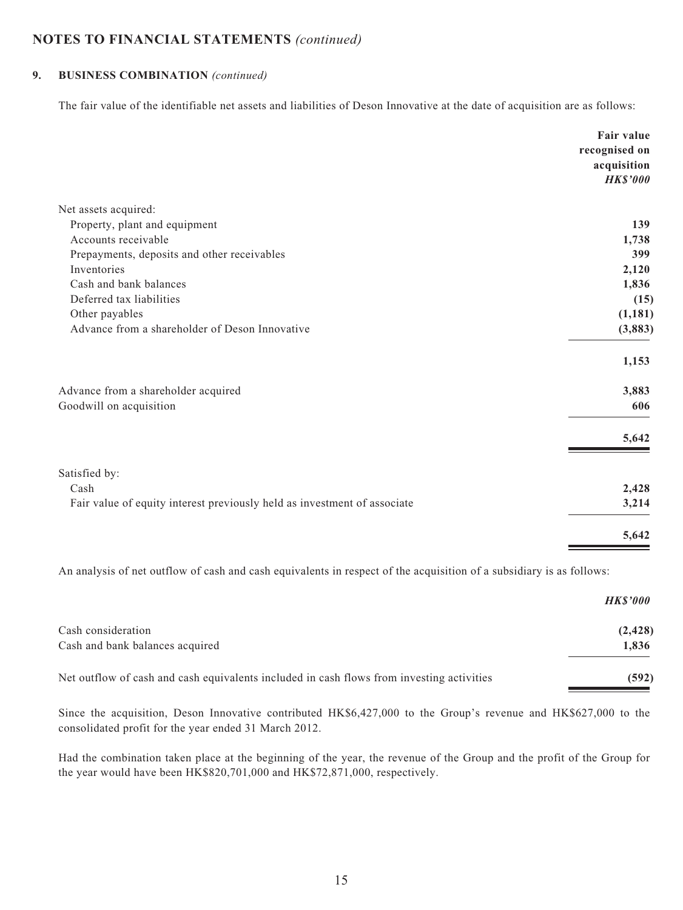## NOTES TO FINANCIAL STATEMENTS *(continued)*

### 9. BUSINESS COMBINATION *(continued)*

The fair value of the identifiable net assets and liabilities of Deson Innovative at the date of acquisition are as follows:

| | Fair value recognised on acquisition *HK$'000* |
|---|---|
| Net assets acquired: | |
| Property, plant and equipment | **139** |
| Accounts receivable | **1,738** |
| Prepayments, deposits and other receivables | **399** |
| Inventories | **2,120** |
| Cash and bank balances | **1,836** |
| Deferred tax liabilities | **(15)** |
| Other payables | **(1,181)** |
| Advance from a shareholder of Deson Innovative | **(3,883)** |
| | **1,153** |
| Advance from a shareholder acquired | **3,883** |
| Goodwill on acquisition | **606** |
| | **5,642** |
| Satisfied by: | |
| Cash | **2,428** |
| Fair value of equity interest previously held as investment of associate | **3,214** |
| | **5,642** |

An analysis of net outflow of cash and cash equivalents in respect of the acquisition of a subsidiary is as follows:

| | *HK$'000* |
|---|---|
| Cash consideration | **(2,428)** |
| Cash and bank balances acquired | **1,836** |
| Net outflow of cash and cash equivalents included in cash flows from investing activities | **(592)** |

Since the acquisition, Deson Innovative contributed HK$6,427,000 to the Group's revenue and HK$627,000 to the consolidated profit for the year ended 31 March 2012.

Had the combination taken place at the beginning of the year, the revenue of the Group and the profit of the Group for the year would have been HK$820,701,000 and HK$72,871,000, respectively.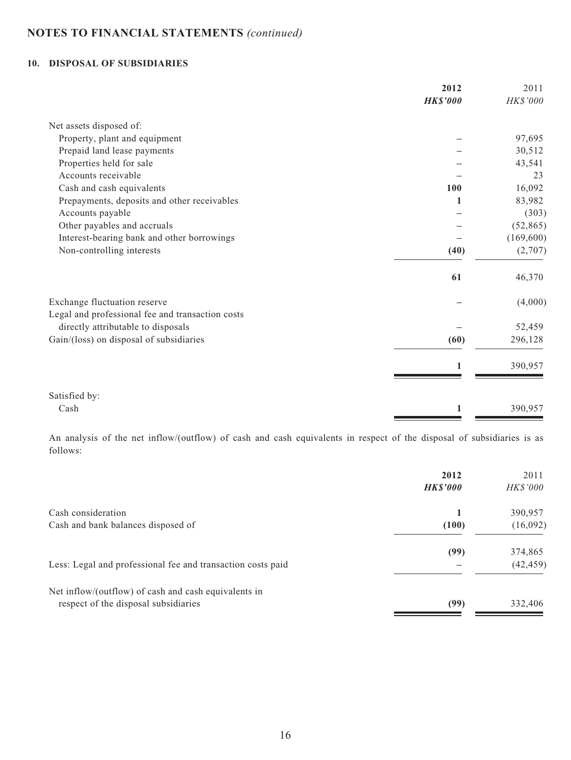# NOTES TO FINANCIAL STATEMENTS *(continued)*

## 10. DISPOSAL OF SUBSIDIARIES

| | **2012** | 2011 |
|---|---|---|
| | ***HK$'000*** | *HK$'000* |
| Net assets disposed of: | | |
| Property, plant and equipment | – | 97,695 |
| Prepaid land lease payments | – | 30,512 |
| Properties held for sale | – | 43,541 |
| Accounts receivable | – | 23 |
| Cash and cash equivalents | **100** | 16,092 |
| Prepayments, deposits and other receivables | **1** | 83,982 |
| Accounts payable | – | (303) |
| Other payables and accruals | – | (52,865) |
| Interest-bearing bank and other borrowings | – | (169,600) |
| Non-controlling interests | **(40)** | (2,707) |
| | **61** | 46,370 |
| Exchange fluctuation reserve | – | (4,000) |
| Legal and professional fee and transaction costs directly attributable to disposals | – | 52,459 |
| Gain/(loss) on disposal of subsidiaries | **(60)** | 296,128 |
| | **1** | 390,957 |
| Satisfied by: | | |
| Cash | **1** | 390,957 |

An analysis of the net inflow/(outflow) of cash and cash equivalents in respect of the disposal of subsidiaries is as follows:

| | **2012** | 2011 |
|---|---|---|
| | ***HK$'000*** | *HK$'000* |
| Cash consideration | **1** | 390,957 |
| Cash and bank balances disposed of | **(100)** | (16,092) |
| | **(99)** | 374,865 |
| Less: Legal and professional fee and transaction costs paid | – | (42,459) |
| Net inflow/(outflow) of cash and cash equivalents in respect of the disposal subsidiaries | **(99)** | 332,406 |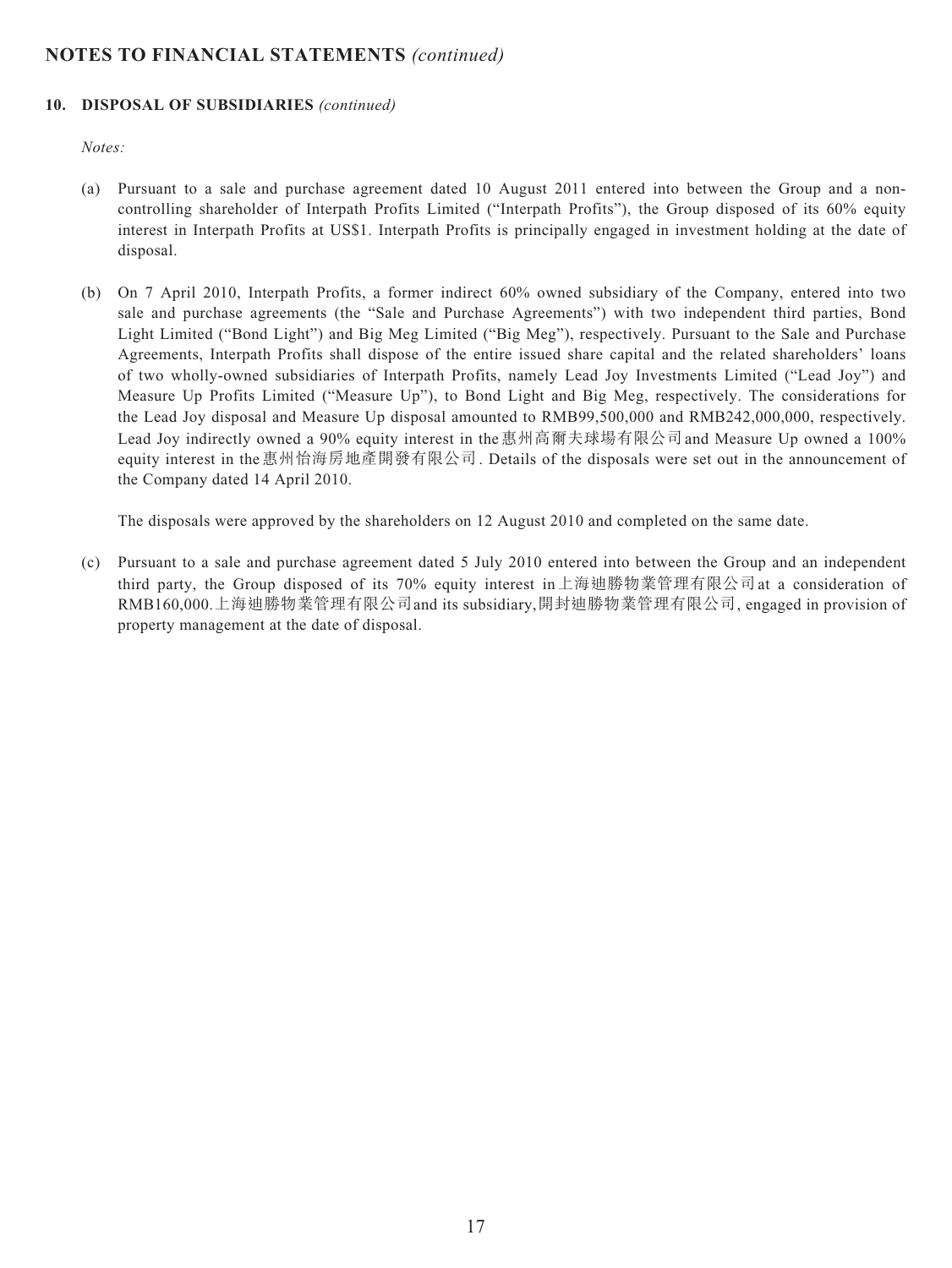## NOTES TO FINANCIAL STATEMENTS *(continued)*

### 10. DISPOSAL OF SUBSIDIARIES *(continued)*

*Notes:*

(a) Pursuant to a sale and purchase agreement dated 10 August 2011 entered into between the Group and a non-controlling shareholder of Interpath Profits Limited ("Interpath Profits"), the Group disposed of its 60% equity interest in Interpath Profits at US$1. Interpath Profits is principally engaged in investment holding at the date of disposal.

(b) On 7 April 2010, Interpath Profits, a former indirect 60% owned subsidiary of the Company, entered into two sale and purchase agreements (the "Sale and Purchase Agreements") with two independent third parties, Bond Light Limited ("Bond Light") and Big Meg Limited ("Big Meg"), respectively. Pursuant to the Sale and Purchase Agreements, Interpath Profits shall dispose of the entire issued share capital and the related shareholders' loans of two wholly-owned subsidiaries of Interpath Profits, namely Lead Joy Investments Limited ("Lead Joy") and Measure Up Profits Limited ("Measure Up"), to Bond Light and Big Meg, respectively. The considerations for the Lead Joy disposal and Measure Up disposal amounted to RMB99,500,000 and RMB242,000,000, respectively. Lead Joy indirectly owned a 90% equity interest in the 惠州高爾夫球場有限公司 and Measure Up owned a 100% equity interest in the 惠州怡海房地產開發有限公司. Details of the disposals were set out in the announcement of the Company dated 14 April 2010.

The disposals were approved by the shareholders on 12 August 2010 and completed on the same date.

(c) Pursuant to a sale and purchase agreement dated 5 July 2010 entered into between the Group and an independent third party, the Group disposed of its 70% equity interest in 上海迪勝物業管理有限公司 at a consideration of RMB160,000. 上海迪勝物業管理有限公司 and its subsidiary, 開封迪勝物業管理有限公司, engaged in provision of property management at the date of disposal.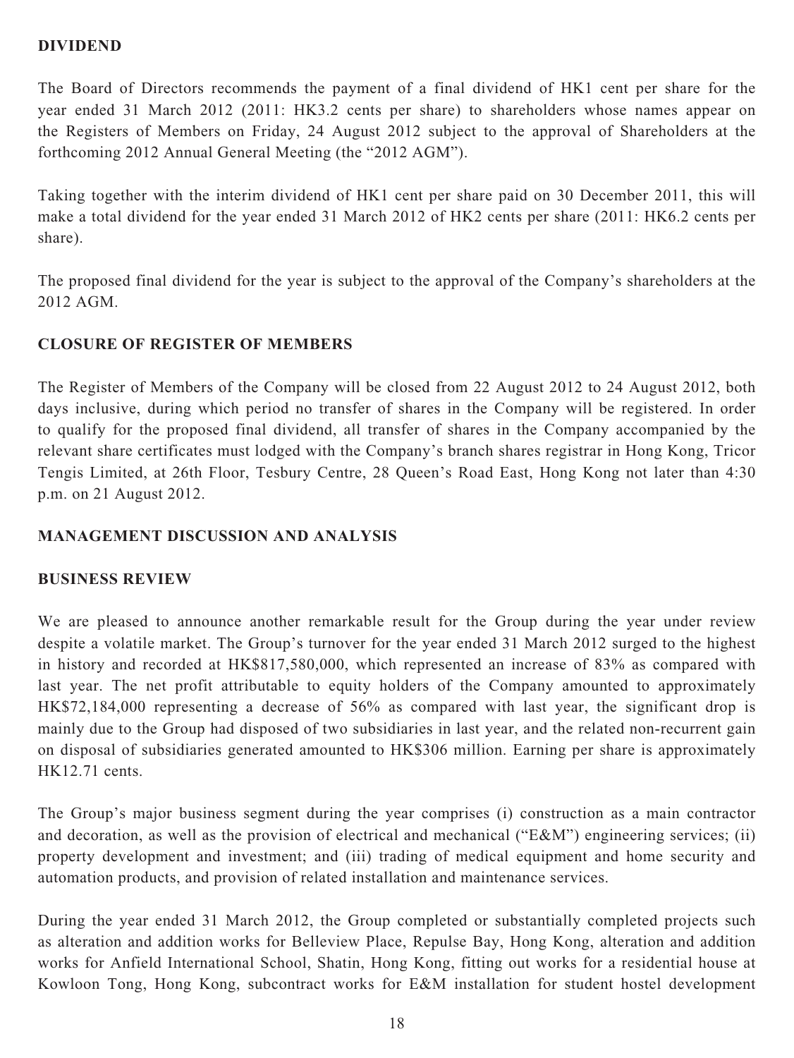## DIVIDEND

The Board of Directors recommends the payment of a final dividend of HK1 cent per share for the year ended 31 March 2012 (2011: HK3.2 cents per share) to shareholders whose names appear on the Registers of Members on Friday, 24 August 2012 subject to the approval of Shareholders at the forthcoming 2012 Annual General Meeting (the "2012 AGM").

Taking together with the interim dividend of HK1 cent per share paid on 30 December 2011, this will make a total dividend for the year ended 31 March 2012 of HK2 cents per share (2011: HK6.2 cents per share).

The proposed final dividend for the year is subject to the approval of the Company's shareholders at the 2012 AGM.

## CLOSURE OF REGISTER OF MEMBERS

The Register of Members of the Company will be closed from 22 August 2012 to 24 August 2012, both days inclusive, during which period no transfer of shares in the Company will be registered. In order to qualify for the proposed final dividend, all transfer of shares in the Company accompanied by the relevant share certificates must lodged with the Company's branch shares registrar in Hong Kong, Tricor Tengis Limited, at 26th Floor, Tesbury Centre, 28 Queen's Road East, Hong Kong not later than 4:30 p.m. on 21 August 2012.

## MANAGEMENT DISCUSSION AND ANALYSIS

## BUSINESS REVIEW

We are pleased to announce another remarkable result for the Group during the year under review despite a volatile market. The Group's turnover for the year ended 31 March 2012 surged to the highest in history and recorded at HK$817,580,000, which represented an increase of 83% as compared with last year. The net profit attributable to equity holders of the Company amounted to approximately HK$72,184,000 representing a decrease of 56% as compared with last year, the significant drop is mainly due to the Group had disposed of two subsidiaries in last year, and the related non-recurrent gain on disposal of subsidiaries generated amounted to HK$306 million. Earning per share is approximately HK12.71 cents.

The Group's major business segment during the year comprises (i) construction as a main contractor and decoration, as well as the provision of electrical and mechanical ("E&M") engineering services; (ii) property development and investment; and (iii) trading of medical equipment and home security and automation products, and provision of related installation and maintenance services.

During the year ended 31 March 2012, the Group completed or substantially completed projects such as alteration and addition works for Belleview Place, Repulse Bay, Hong Kong, alteration and addition works for Anfield International School, Shatin, Hong Kong, fitting out works for a residential house at Kowloon Tong, Hong Kong, subcontract works for E&M installation for student hostel development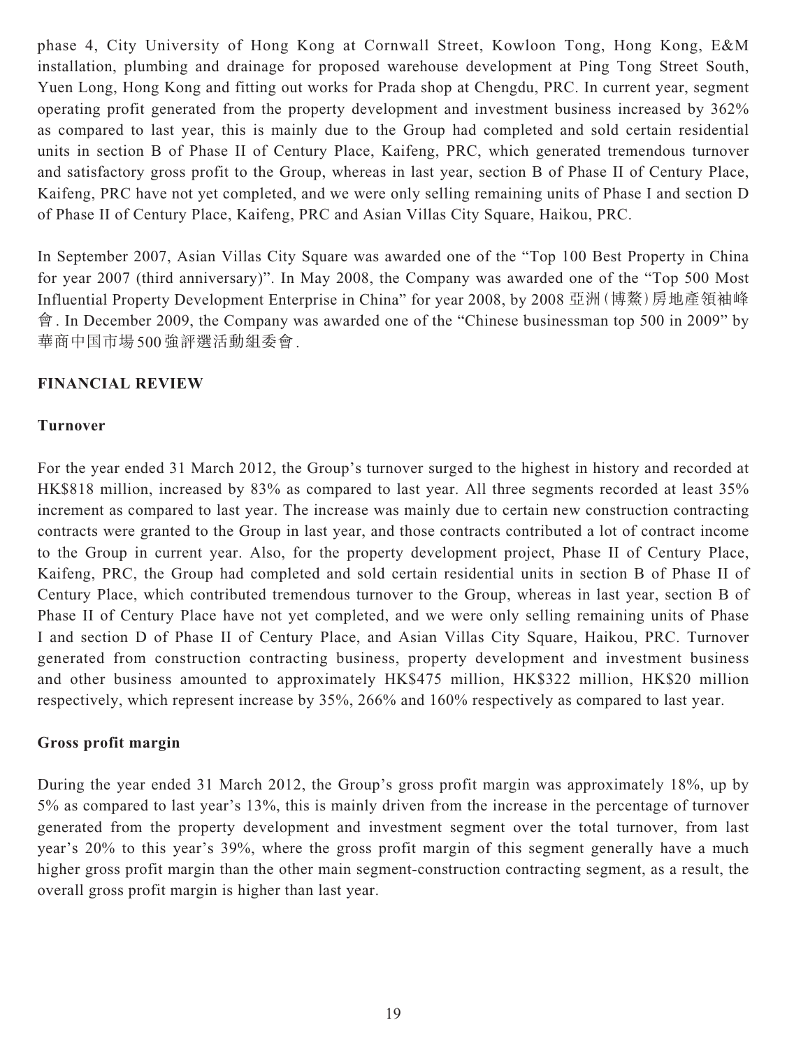phase 4, City University of Hong Kong at Cornwall Street, Kowloon Tong, Hong Kong, E&M installation, plumbing and drainage for proposed warehouse development at Ping Tong Street South, Yuen Long, Hong Kong and fitting out works for Prada shop at Chengdu, PRC. In current year, segment operating profit generated from the property development and investment business increased by 362% as compared to last year, this is mainly due to the Group had completed and sold certain residential units in section B of Phase II of Century Place, Kaifeng, PRC, which generated tremendous turnover and satisfactory gross profit to the Group, whereas in last year, section B of Phase II of Century Place, Kaifeng, PRC have not yet completed, and we were only selling remaining units of Phase I and section D of Phase II of Century Place, Kaifeng, PRC and Asian Villas City Square, Haikou, PRC.

In September 2007, Asian Villas City Square was awarded one of the "Top 100 Best Property in China for year 2007 (third anniversary)". In May 2008, the Company was awarded one of the "Top 500 Most Influential Property Development Enterprise in China" for year 2008, by 2008 亞洲(博鰲)房地產領袖峰會. In December 2009, the Company was awarded one of the "Chinese businessman top 500 in 2009" by 華商中国市場500強評選活動組委會.

## FINANCIAL REVIEW

### Turnover

For the year ended 31 March 2012, the Group's turnover surged to the highest in history and recorded at HK$818 million, increased by 83% as compared to last year. All three segments recorded at least 35% increment as compared to last year. The increase was mainly due to certain new construction contracting contracts were granted to the Group in last year, and those contracts contributed a lot of contract income to the Group in current year. Also, for the property development project, Phase II of Century Place, Kaifeng, PRC, the Group had completed and sold certain residential units in section B of Phase II of Century Place, which contributed tremendous turnover to the Group, whereas in last year, section B of Phase II of Century Place have not yet completed, and we were only selling remaining units of Phase I and section D of Phase II of Century Place, and Asian Villas City Square, Haikou, PRC. Turnover generated from construction contracting business, property development and investment business and other business amounted to approximately HK$475 million, HK$322 million, HK$20 million respectively, which represent increase by 35%, 266% and 160% respectively as compared to last year.

### Gross profit margin

During the year ended 31 March 2012, the Group's gross profit margin was approximately 18%, up by 5% as compared to last year's 13%, this is mainly driven from the increase in the percentage of turnover generated from the property development and investment segment over the total turnover, from last year's 20% to this year's 39%, where the gross profit margin of this segment generally have a much higher gross profit margin than the other main segment-construction contracting segment, as a result, the overall gross profit margin is higher than last year.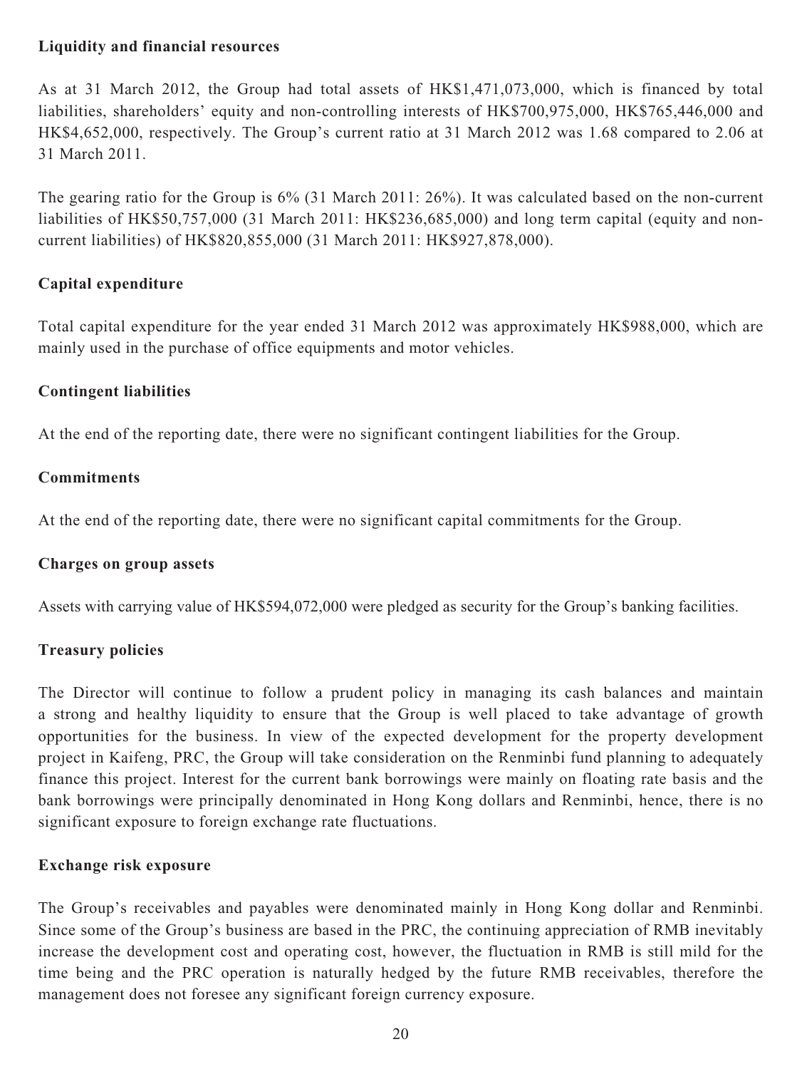**Liquidity and financial resources**

As at 31 March 2012, the Group had total assets of HK$1,471,073,000, which is financed by total liabilities, shareholders' equity and non-controlling interests of HK$700,975,000, HK$765,446,000 and HK$4,652,000, respectively. The Group's current ratio at 31 March 2012 was 1.68 compared to 2.06 at 31 March 2011.

The gearing ratio for the Group is 6% (31 March 2011: 26%). It was calculated based on the non-current liabilities of HK$50,757,000 (31 March 2011: HK$236,685,000) and long term capital (equity and non-current liabilities) of HK$820,855,000 (31 March 2011: HK$927,878,000).

**Capital expenditure**

Total capital expenditure for the year ended 31 March 2012 was approximately HK$988,000, which are mainly used in the purchase of office equipments and motor vehicles.

**Contingent liabilities**

At the end of the reporting date, there were no significant contingent liabilities for the Group.

**Commitments**

At the end of the reporting date, there were no significant capital commitments for the Group.

**Charges on group assets**

Assets with carrying value of HK$594,072,000 were pledged as security for the Group's banking facilities.

**Treasury policies**

The Director will continue to follow a prudent policy in managing its cash balances and maintain a strong and healthy liquidity to ensure that the Group is well placed to take advantage of growth opportunities for the business. In view of the expected development for the property development project in Kaifeng, PRC, the Group will take consideration on the Renminbi fund planning to adequately finance this project. Interest for the current bank borrowings were mainly on floating rate basis and the bank borrowings were principally denominated in Hong Kong dollars and Renminbi, hence, there is no significant exposure to foreign exchange rate fluctuations.

**Exchange risk exposure**

The Group's receivables and payables were denominated mainly in Hong Kong dollar and Renminbi. Since some of the Group's business are based in the PRC, the continuing appreciation of RMB inevitably increase the development cost and operating cost, however, the fluctuation in RMB is still mild for the time being and the PRC operation is naturally hedged by the future RMB receivables, therefore the management does not foresee any significant foreign currency exposure.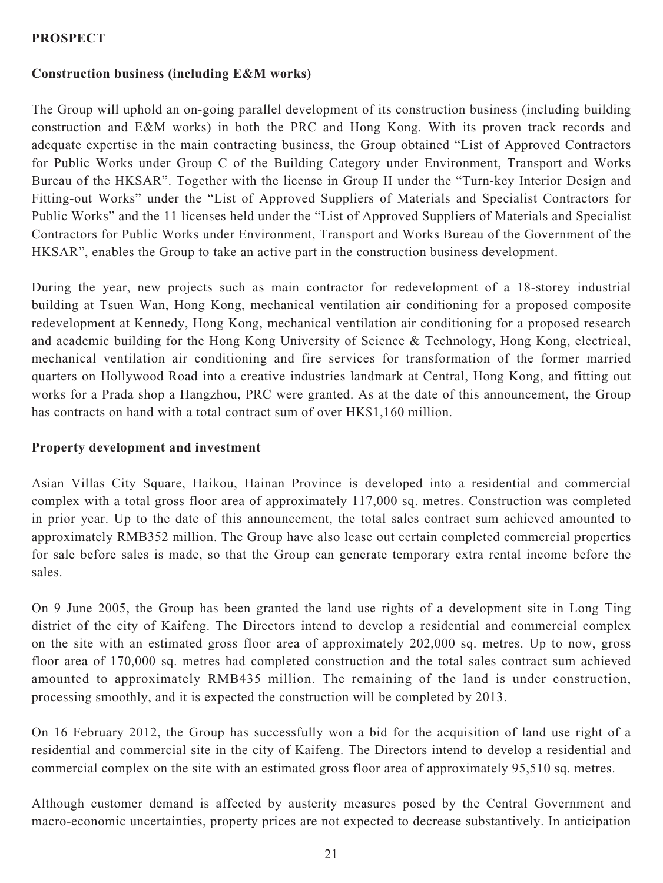## PROSPECT

### Construction business (including E&M works)

The Group will uphold an on-going parallel development of its construction business (including building construction and E&M works) in both the PRC and Hong Kong. With its proven track records and adequate expertise in the main contracting business, the Group obtained "List of Approved Contractors for Public Works under Group C of the Building Category under Environment, Transport and Works Bureau of the HKSAR". Together with the license in Group II under the "Turn-key Interior Design and Fitting-out Works" under the "List of Approved Suppliers of Materials and Specialist Contractors for Public Works" and the 11 licenses held under the "List of Approved Suppliers of Materials and Specialist Contractors for Public Works under Environment, Transport and Works Bureau of the Government of the HKSAR", enables the Group to take an active part in the construction business development.

During the year, new projects such as main contractor for redevelopment of a 18-storey industrial building at Tsuen Wan, Hong Kong, mechanical ventilation air conditioning for a proposed composite redevelopment at Kennedy, Hong Kong, mechanical ventilation air conditioning for a proposed research and academic building for the Hong Kong University of Science & Technology, Hong Kong, electrical, mechanical ventilation air conditioning and fire services for transformation of the former married quarters on Hollywood Road into a creative industries landmark at Central, Hong Kong, and fitting out works for a Prada shop a Hangzhou, PRC were granted. As at the date of this announcement, the Group has contracts on hand with a total contract sum of over HK$1,160 million.

### Property development and investment

Asian Villas City Square, Haikou, Hainan Province is developed into a residential and commercial complex with a total gross floor area of approximately 117,000 sq. metres. Construction was completed in prior year. Up to the date of this announcement, the total sales contract sum achieved amounted to approximately RMB352 million. The Group have also lease out certain completed commercial properties for sale before sales is made, so that the Group can generate temporary extra rental income before the sales.

On 9 June 2005, the Group has been granted the land use rights of a development site in Long Ting district of the city of Kaifeng. The Directors intend to develop a residential and commercial complex on the site with an estimated gross floor area of approximately 202,000 sq. metres. Up to now, gross floor area of 170,000 sq. metres had completed construction and the total sales contract sum achieved amounted to approximately RMB435 million. The remaining of the land is under construction, processing smoothly, and it is expected the construction will be completed by 2013.

On 16 February 2012, the Group has successfully won a bid for the acquisition of land use right of a residential and commercial site in the city of Kaifeng. The Directors intend to develop a residential and commercial complex on the site with an estimated gross floor area of approximately 95,510 sq. metres.

Although customer demand is affected by austerity measures posed by the Central Government and macro-economic uncertainties, property prices are not expected to decrease substantively. In anticipation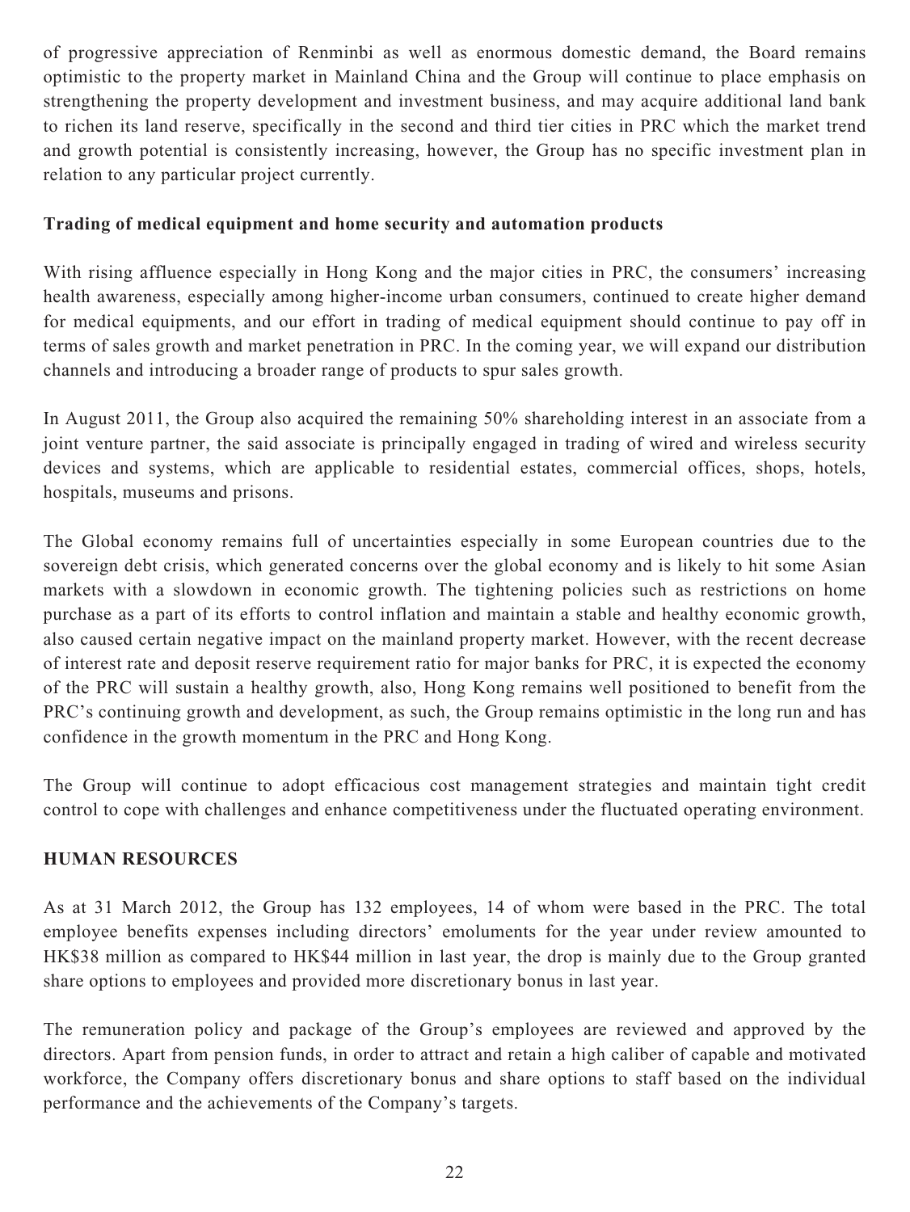of progressive appreciation of Renminbi as well as enormous domestic demand, the Board remains optimistic to the property market in Mainland China and the Group will continue to place emphasis on strengthening the property development and investment business, and may acquire additional land bank to richen its land reserve, specifically in the second and third tier cities in PRC which the market trend and growth potential is consistently increasing, however, the Group has no specific investment plan in relation to any particular project currently.

**Trading of medical equipment and home security and automation products**

With rising affluence especially in Hong Kong and the major cities in PRC, the consumers' increasing health awareness, especially among higher-income urban consumers, continued to create higher demand for medical equipments, and our effort in trading of medical equipment should continue to pay off in terms of sales growth and market penetration in PRC. In the coming year, we will expand our distribution channels and introducing a broader range of products to spur sales growth.

In August 2011, the Group also acquired the remaining 50% shareholding interest in an associate from a joint venture partner, the said associate is principally engaged in trading of wired and wireless security devices and systems, which are applicable to residential estates, commercial offices, shops, hotels, hospitals, museums and prisons.

The Global economy remains full of uncertainties especially in some European countries due to the sovereign debt crisis, which generated concerns over the global economy and is likely to hit some Asian markets with a slowdown in economic growth. The tightening policies such as restrictions on home purchase as a part of its efforts to control inflation and maintain a stable and healthy economic growth, also caused certain negative impact on the mainland property market. However, with the recent decrease of interest rate and deposit reserve requirement ratio for major banks for PRC, it is expected the economy of the PRC will sustain a healthy growth, also, Hong Kong remains well positioned to benefit from the PRC's continuing growth and development, as such, the Group remains optimistic in the long run and has confidence in the growth momentum in the PRC and Hong Kong.

The Group will continue to adopt efficacious cost management strategies and maintain tight credit control to cope with challenges and enhance competitiveness under the fluctuated operating environment.

## HUMAN RESOURCES

As at 31 March 2012, the Group has 132 employees, 14 of whom were based in the PRC. The total employee benefits expenses including directors' emoluments for the year under review amounted to HK$38 million as compared to HK$44 million in last year, the drop is mainly due to the Group granted share options to employees and provided more discretionary bonus in last year.

The remuneration policy and package of the Group's employees are reviewed and approved by the directors. Apart from pension funds, in order to attract and retain a high caliber of capable and motivated workforce, the Company offers discretionary bonus and share options to staff based on the individual performance and the achievements of the Company's targets.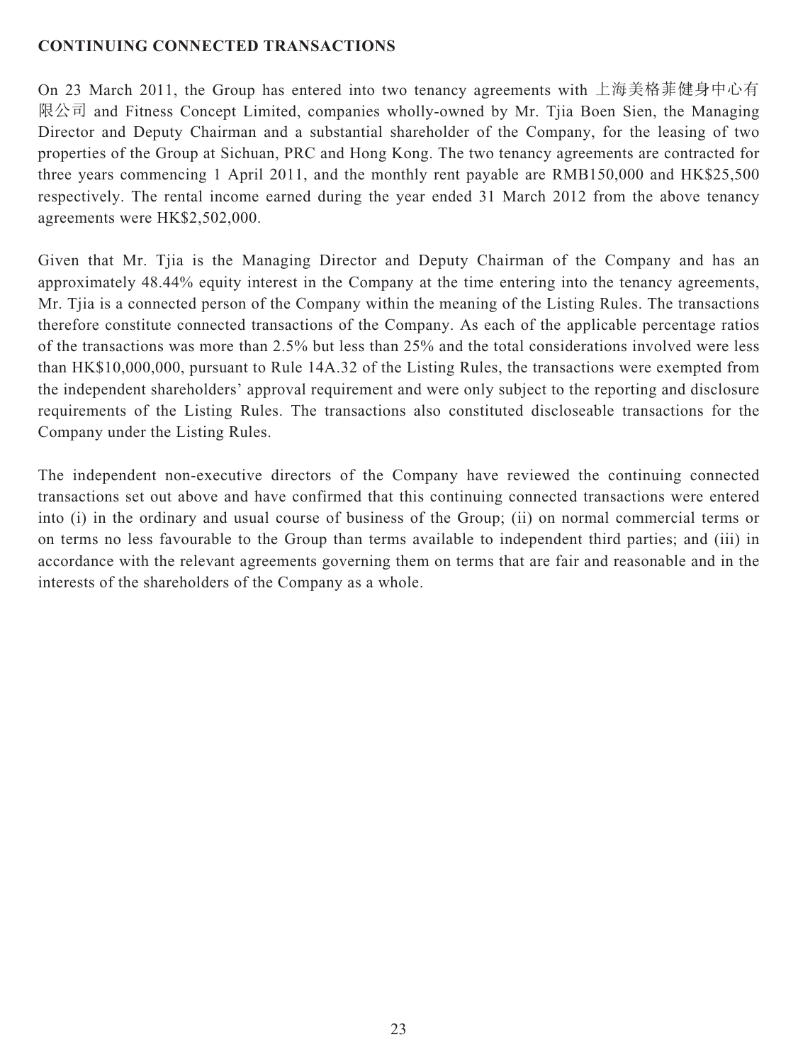**CONTINUING CONNECTED TRANSACTIONS**

On 23 March 2011, the Group has entered into two tenancy agreements with 上海美格菲健身中心有限公司 and Fitness Concept Limited, companies wholly-owned by Mr. Tjia Boen Sien, the Managing Director and Deputy Chairman and a substantial shareholder of the Company, for the leasing of two properties of the Group at Sichuan, PRC and Hong Kong. The two tenancy agreements are contracted for three years commencing 1 April 2011, and the monthly rent payable are RMB150,000 and HK$25,500 respectively. The rental income earned during the year ended 31 March 2012 from the above tenancy agreements were HK$2,502,000.

Given that Mr. Tjia is the Managing Director and Deputy Chairman of the Company and has an approximately 48.44% equity interest in the Company at the time entering into the tenancy agreements, Mr. Tjia is a connected person of the Company within the meaning of the Listing Rules. The transactions therefore constitute connected transactions of the Company. As each of the applicable percentage ratios of the transactions was more than 2.5% but less than 25% and the total considerations involved were less than HK$10,000,000, pursuant to Rule 14A.32 of the Listing Rules, the transactions were exempted from the independent shareholders' approval requirement and were only subject to the reporting and disclosure requirements of the Listing Rules. The transactions also constituted discloseable transactions for the Company under the Listing Rules.

The independent non-executive directors of the Company have reviewed the continuing connected transactions set out above and have confirmed that this continuing connected transactions were entered into (i) in the ordinary and usual course of business of the Group; (ii) on normal commercial terms or on terms no less favourable to the Group than terms available to independent third parties; and (iii) in accordance with the relevant agreements governing them on terms that are fair and reasonable and in the interests of the shareholders of the Company as a whole.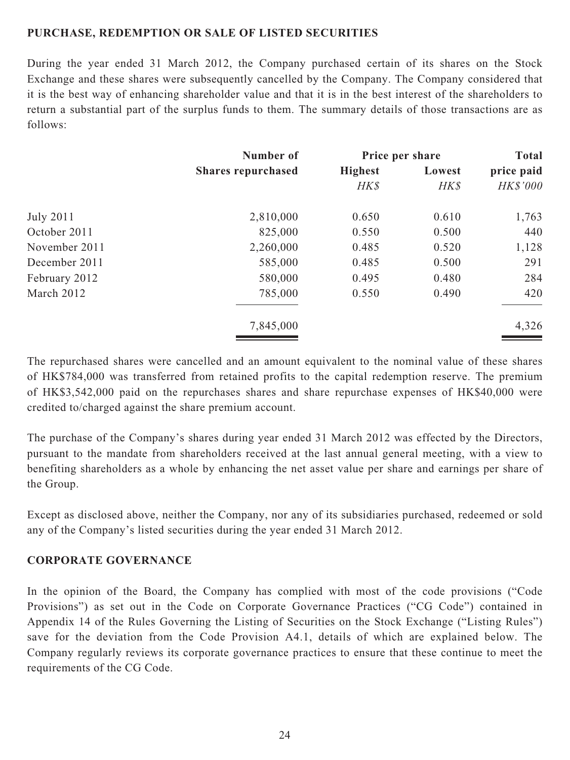**PURCHASE, REDEMPTION OR SALE OF LISTED SECURITIES**

During the year ended 31 March 2012, the Company purchased certain of its shares on the Stock Exchange and these shares were subsequently cancelled by the Company. The Company considered that it is the best way of enhancing shareholder value and that it is in the best interest of the shareholders to return a substantial part of the surplus funds to them. The summary details of those transactions are as follows:

| | Number of Shares repurchased | Price per share | | Total price paid |
|---|---|---|---|---|
| | | Highest | Lowest | |
| | | *HK$* | *HK$* | *HK$'000* |
| July 2011 | 2,810,000 | 0.650 | 0.610 | 1,763 |
| October 2011 | 825,000 | 0.550 | 0.500 | 440 |
| November 2011 | 2,260,000 | 0.485 | 0.520 | 1,128 |
| December 2011 | 585,000 | 0.485 | 0.500 | 291 |
| February 2012 | 580,000 | 0.495 | 0.480 | 284 |
| March 2012 | 785,000 | 0.550 | 0.490 | 420 |
| | 7,845,000 | | | 4,326 |

The repurchased shares were cancelled and an amount equivalent to the nominal value of these shares of HK$784,000 was transferred from retained profits to the capital redemption reserve. The premium of HK$3,542,000 paid on the repurchases shares and share repurchase expenses of HK$40,000 were credited to/charged against the share premium account.

The purchase of the Company's shares during year ended 31 March 2012 was effected by the Directors, pursuant to the mandate from shareholders received at the last annual general meeting, with a view to benefiting shareholders as a whole by enhancing the net asset value per share and earnings per share of the Group.

Except as disclosed above, neither the Company, nor any of its subsidiaries purchased, redeemed or sold any of the Company's listed securities during the year ended 31 March 2012.

**CORPORATE GOVERNANCE**

In the opinion of the Board, the Company has complied with most of the code provisions ("Code Provisions") as set out in the Code on Corporate Governance Practices ("CG Code") contained in Appendix 14 of the Rules Governing the Listing of Securities on the Stock Exchange ("Listing Rules") save for the deviation from the Code Provision A4.1, details of which are explained below. The Company regularly reviews its corporate governance practices to ensure that these continue to meet the requirements of the CG Code.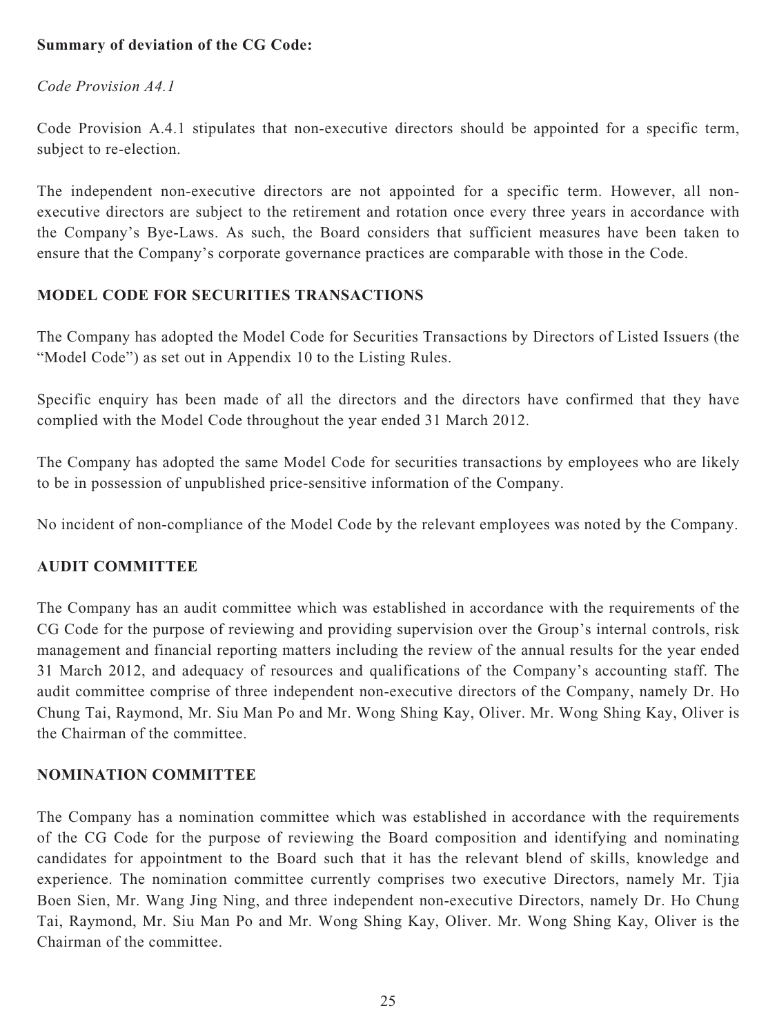**Summary of deviation of the CG Code:**

*Code Provision A4.1*

Code Provision A.4.1 stipulates that non-executive directors should be appointed for a specific term, subject to re-election.

The independent non-executive directors are not appointed for a specific term. However, all non-executive directors are subject to the retirement and rotation once every three years in accordance with the Company's Bye-Laws. As such, the Board considers that sufficient measures have been taken to ensure that the Company's corporate governance practices are comparable with those in the Code.

## MODEL CODE FOR SECURITIES TRANSACTIONS

The Company has adopted the Model Code for Securities Transactions by Directors of Listed Issuers (the "Model Code") as set out in Appendix 10 to the Listing Rules.

Specific enquiry has been made of all the directors and the directors have confirmed that they have complied with the Model Code throughout the year ended 31 March 2012.

The Company has adopted the same Model Code for securities transactions by employees who are likely to be in possession of unpublished price-sensitive information of the Company.

No incident of non-compliance of the Model Code by the relevant employees was noted by the Company.

## AUDIT COMMITTEE

The Company has an audit committee which was established in accordance with the requirements of the CG Code for the purpose of reviewing and providing supervision over the Group's internal controls, risk management and financial reporting matters including the review of the annual results for the year ended 31 March 2012, and adequacy of resources and qualifications of the Company's accounting staff. The audit committee comprise of three independent non-executive directors of the Company, namely Dr. Ho Chung Tai, Raymond, Mr. Siu Man Po and Mr. Wong Shing Kay, Oliver. Mr. Wong Shing Kay, Oliver is the Chairman of the committee.

## NOMINATION COMMITTEE

The Company has a nomination committee which was established in accordance with the requirements of the CG Code for the purpose of reviewing the Board composition and identifying and nominating candidates for appointment to the Board such that it has the relevant blend of skills, knowledge and experience. The nomination committee currently comprises two executive Directors, namely Mr. Tjia Boen Sien, Mr. Wang Jing Ning, and three independent non-executive Directors, namely Dr. Ho Chung Tai, Raymond, Mr. Siu Man Po and Mr. Wong Shing Kay, Oliver. Mr. Wong Shing Kay, Oliver is the Chairman of the committee.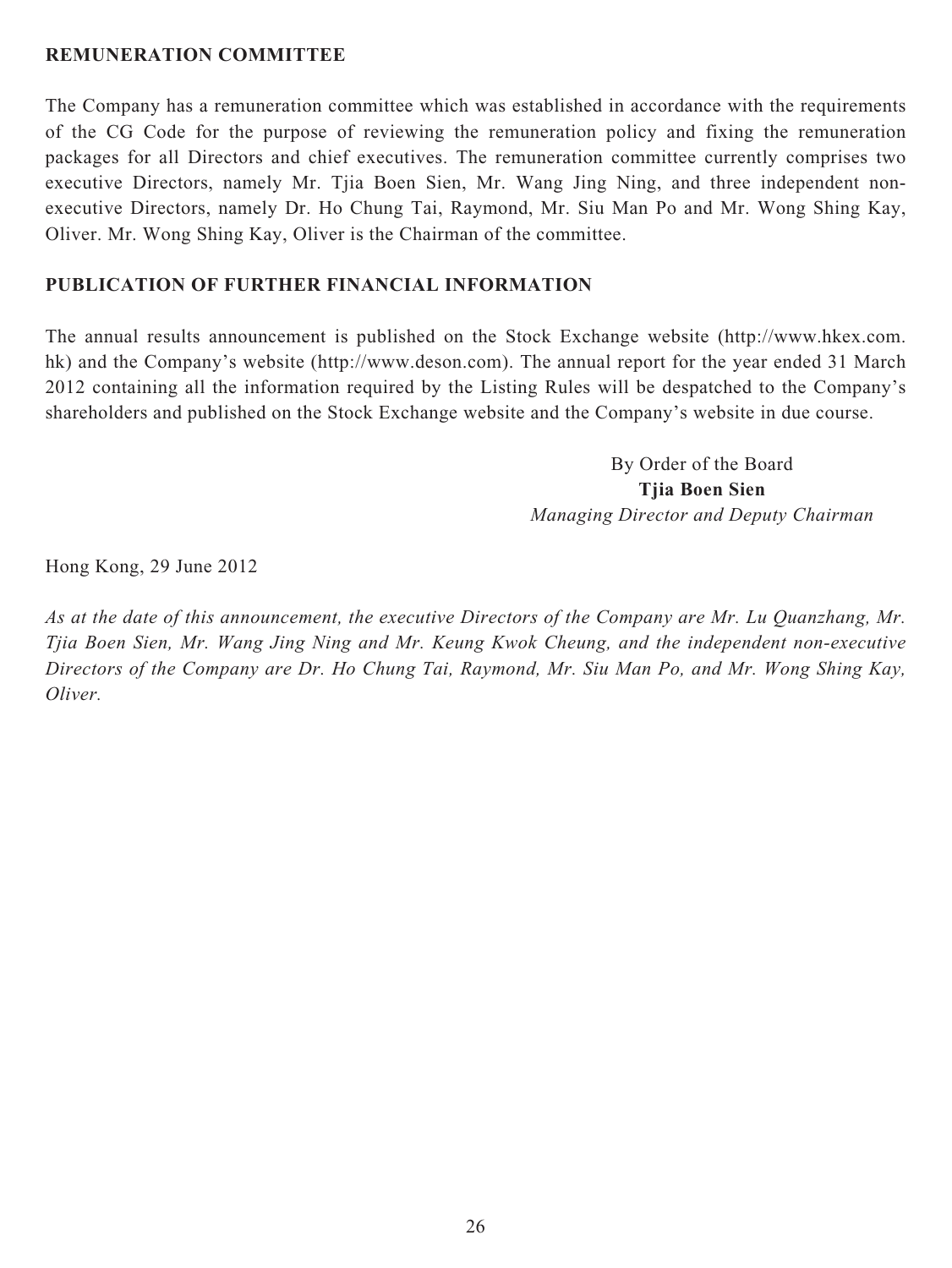## REMUNERATION COMMITTEE

The Company has a remuneration committee which was established in accordance with the requirements of the CG Code for the purpose of reviewing the remuneration policy and fixing the remuneration packages for all Directors and chief executives. The remuneration committee currently comprises two executive Directors, namely Mr. Tjia Boen Sien, Mr. Wang Jing Ning, and three independent non-executive Directors, namely Dr. Ho Chung Tai, Raymond, Mr. Siu Man Po and Mr. Wong Shing Kay, Oliver. Mr. Wong Shing Kay, Oliver is the Chairman of the committee.

## PUBLICATION OF FURTHER FINANCIAL INFORMATION

The annual results announcement is published on the Stock Exchange website (http://www.hkex.com.hk) and the Company's website (http://www.deson.com). The annual report for the year ended 31 March 2012 containing all the information required by the Listing Rules will be despatched to the Company's shareholders and published on the Stock Exchange website and the Company's website in due course.

By Order of the Board
**Tjia Boen Sien**
*Managing Director and Deputy Chairman*

Hong Kong, 29 June 2012

*As at the date of this announcement, the executive Directors of the Company are Mr. Lu Quanzhang, Mr. Tjia Boen Sien, Mr. Wang Jing Ning and Mr. Keung Kwok Cheung, and the independent non-executive Directors of the Company are Dr. Ho Chung Tai, Raymond, Mr. Siu Man Po, and Mr. Wong Shing Kay, Oliver.*